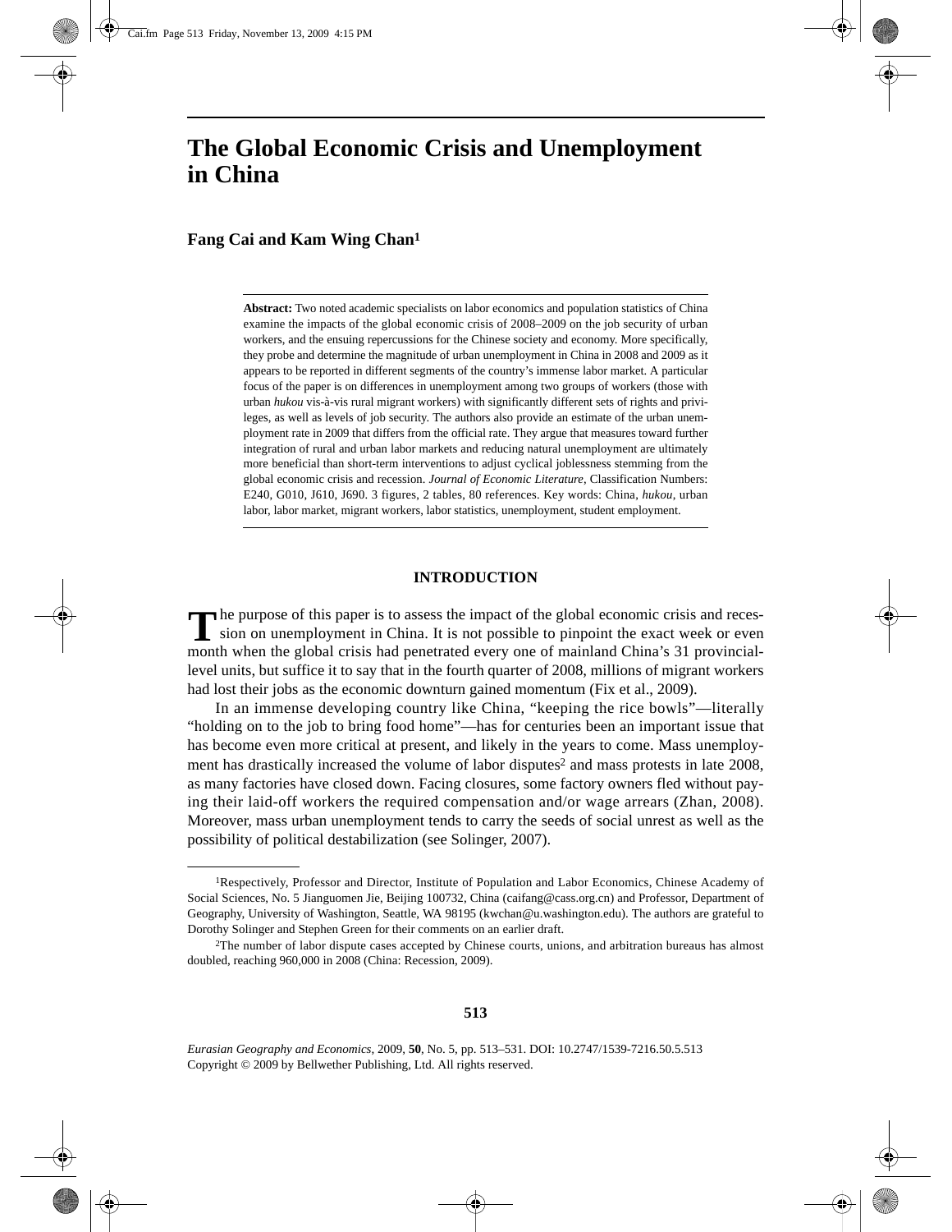# The Global Economic Crisis and Unemployment in China

**Fang Cai and Kam Wing Chan**[1]

**Abstract:** Two noted academic specialists on labor economics and population statistics of China examine the impacts of the global economic crisis of 2008–2009 on the job security of urban workers, and the ensuing repercussions for the Chinese society and economy. More specifically, they probe and determine the magnitude of urban unemployment in China in 2008 and 2009 as it appears to be reported in different segments of the country's immense labor market. A particular focus of the paper is on differences in unemployment among two groups of workers (those with urban *hukou* vis-à-vis rural migrant workers) with significantly different sets of rights and privileges, as well as levels of job security. The authors also provide an estimate of the urban unemployment rate in 2009 that differs from the official rate. They argue that measures toward further integration of rural and urban labor markets and reducing natural unemployment are ultimately more beneficial than short-term interventions to adjust cyclical joblessness stemming from the global economic crisis and recession. *Journal of Economic Literature*, Classification Numbers: E240, G010, J610, J690. 3 figures, 2 tables, 80 references. Key words: China, *hukou*, urban labor, labor market, migrant workers, labor statistics, unemployment, student employment.

## INTRODUCTION

The purpose of this paper is to assess the impact of the global economic crisis and recession on unemployment in China. It is not possible to pinpoint the exact week or even month when the global crisis had penetrated every one of mainland China's 31 provincial-level units, but suffice it to say that in the fourth quarter of 2008, millions of migrant workers had lost their jobs as the economic downturn gained momentum (Fix et al., 2009).

In an immense developing country like China, "keeping the rice bowls"—literally "holding on to the job to bring food home"—has for centuries been an important issue that has become even more critical at present, and likely in the years to come. Mass unemployment has drastically increased the volume of labor disputes[2] and mass protests in late 2008, as many factories have closed down. Facing closures, some factory owners fled without paying their laid-off workers the required compensation and/or wage arrears (Zhan, 2008). Moreover, mass urban unemployment tends to carry the seeds of social unrest as well as the possibility of political destabilization (see Solinger, 2007).

---

[1]Respectively, Professor and Director, Institute of Population and Labor Economics, Chinese Academy of Social Sciences, No. 5 Jianguomen Jie, Beijing 100732, China (caifang@cass.org.cn) and Professor, Department of Geography, University of Washington, Seattle, WA 98195 (kwchan@u.washington.edu). The authors are grateful to Dorothy Solinger and Stephen Green for their comments on an earlier draft.

[2]The number of labor dispute cases accepted by Chinese courts, unions, and arbitration bureaus has almost doubled, reaching 960,000 in 2008 (China: Recession, 2009).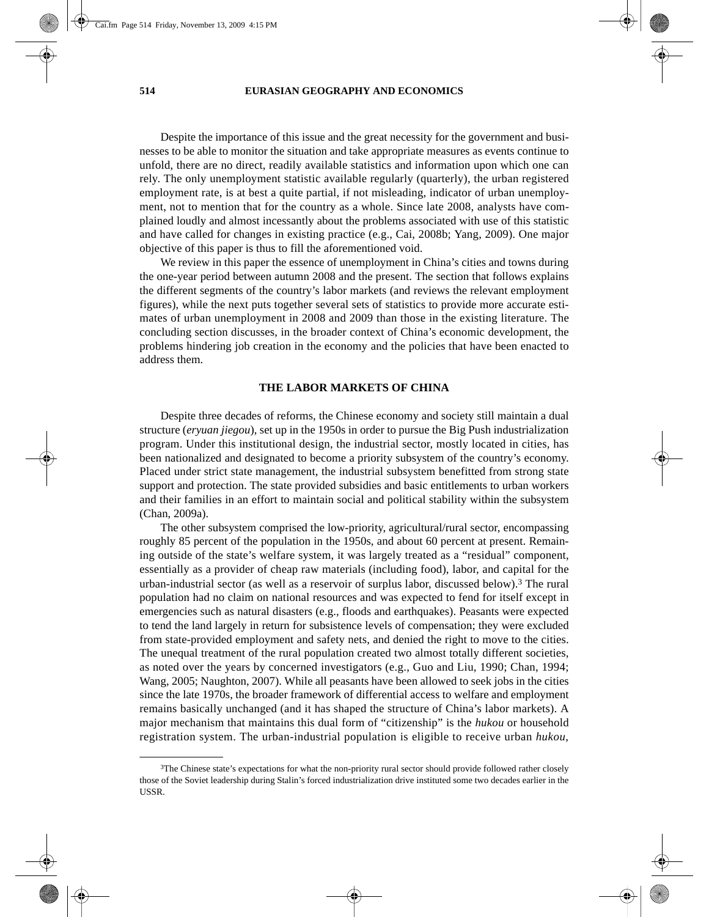Despite the importance of this issue and the great necessity for the government and businesses to be able to monitor the situation and take appropriate measures as events continue to unfold, there are no direct, readily available statistics and information upon which one can rely. The only unemployment statistic available regularly (quarterly), the urban registered employment rate, is at best a quite partial, if not misleading, indicator of urban unemployment, not to mention that for the country as a whole. Since late 2008, analysts have complained loudly and almost incessantly about the problems associated with use of this statistic and have called for changes in existing practice (e.g., Cai, 2008b; Yang, 2009). One major objective of this paper is thus to fill the aforementioned void.

We review in this paper the essence of unemployment in China's cities and towns during the one-year period between autumn 2008 and the present. The section that follows explains the different segments of the country's labor markets (and reviews the relevant employment figures), while the next puts together several sets of statistics to provide more accurate estimates of urban unemployment in 2008 and 2009 than those in the existing literature. The concluding section discusses, in the broader context of China's economic development, the problems hindering job creation in the economy and the policies that have been enacted to address them.

## THE LABOR MARKETS OF CHINA

Despite three decades of reforms, the Chinese economy and society still maintain a dual structure (*eryuan jiegou*), set up in the 1950s in order to pursue the Big Push industrialization program. Under this institutional design, the industrial sector, mostly located in cities, has been nationalized and designated to become a priority subsystem of the country's economy. Placed under strict state management, the industrial subsystem benefitted from strong state support and protection. The state provided subsidies and basic entitlements to urban workers and their families in an effort to maintain social and political stability within the subsystem (Chan, 2009a).

The other subsystem comprised the low-priority, agricultural/rural sector, encompassing roughly 85 percent of the population in the 1950s, and about 60 percent at present. Remaining outside of the state's welfare system, it was largely treated as a "residual" component, essentially as a provider of cheap raw materials (including food), labor, and capital for the urban-industrial sector (as well as a reservoir of surplus labor, discussed below).[3] The rural population had no claim on national resources and was expected to fend for itself except in emergencies such as natural disasters (e.g., floods and earthquakes). Peasants were expected to tend the land largely in return for subsistence levels of compensation; they were excluded from state-provided employment and safety nets, and denied the right to move to the cities. The unequal treatment of the rural population created two almost totally different societies, as noted over the years by concerned investigators (e.g., Guo and Liu, 1990; Chan, 1994; Wang, 2005; Naughton, 2007). While all peasants have been allowed to seek jobs in the cities since the late 1970s, the broader framework of differential access to welfare and employment remains basically unchanged (and it has shaped the structure of China's labor markets). A major mechanism that maintains this dual form of "citizenship" is the *hukou* or household registration system. The urban-industrial population is eligible to receive urban *hukou*,

---

[3]The Chinese state's expectations for what the non-priority rural sector should provide followed rather closely those of the Soviet leadership during Stalin's forced industrialization drive instituted some two decades earlier in the USSR.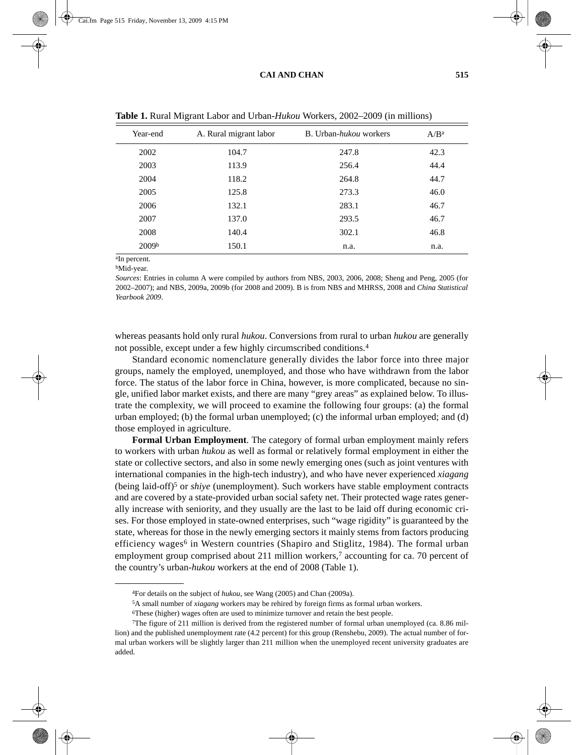**Table 1.** Rural Migrant Labor and Urban-*Hukou* Workers, 2002–2009 (in millions)

| Year-end | A. Rural migrant labor | B. Urban-*hukou* workers | A/B[a] |
|---|---|---|---|
| 2002 | 104.7 | 247.8 | 42.3 |
| 2003 | 113.9 | 256.4 | 44.4 |
| 2004 | 118.2 | 264.8 | 44.7 |
| 2005 | 125.8 | 273.3 | 46.0 |
| 2006 | 132.1 | 283.1 | 46.7 |
| 2007 | 137.0 | 293.5 | 46.7 |
| 2008 | 140.4 | 302.1 | 46.8 |
| 2009[b] | 150.1 | n.a. | n.a. |

[a]In percent.

[b]Mid-year.

*Sources*: Entries in column A were compiled by authors from NBS, 2003, 2006, 2008; Sheng and Peng, 2005 (for 2002–2007); and NBS, 2009a, 2009b (for 2008 and 2009). B is from NBS and MHRSS, 2008 and *China Statistical Yearbook 2009*.

whereas peasants hold only rural *hukou*. Conversions from rural to urban *hukou* are generally not possible, except under a few highly circumscribed conditions.[4]

Standard economic nomenclature generally divides the labor force into three major groups, namely the employed, unemployed, and those who have withdrawn from the labor force. The status of the labor force in China, however, is more complicated, because no single, unified labor market exists, and there are many "grey areas" as explained below. To illustrate the complexity, we will proceed to examine the following four groups: (a) the formal urban employed; (b) the formal urban unemployed; (c) the informal urban employed; and (d) those employed in agriculture.

**Formal Urban Employment**. The category of formal urban employment mainly refers to workers with urban *hukou* as well as formal or relatively formal employment in either the state or collective sectors, and also in some newly emerging ones (such as joint ventures with international companies in the high-tech industry), and who have never experienced *xiagang* (being laid-off)[5] or *shiye* (unemployment). Such workers have stable employment contracts and are covered by a state-provided urban social safety net. Their protected wage rates generally increase with seniority, and they usually are the last to be laid off during economic crises. For those employed in state-owned enterprises, such "wage rigidity" is guaranteed by the state, whereas for those in the newly emerging sectors it mainly stems from factors producing efficiency wages[6] in Western countries (Shapiro and Stiglitz, 1984). The formal urban employment group comprised about 211 million workers,[7] accounting for ca. 70 percent of the country's urban-*hukou* workers at the end of 2008 (Table 1).

---

[4]For details on the subject of *hukou*, see Wang (2005) and Chan (2009a).

[5]A small number of *xiagang* workers may be rehired by foreign firms as formal urban workers.

[6]These (higher) wages often are used to minimize turnover and retain the best people.

[7]The figure of 211 million is derived from the registered number of formal urban unemployed (ca. 8.86 million) and the published unemployment rate (4.2 percent) for this group (Renshebu, 2009). The actual number of formal urban workers will be slightly larger than 211 million when the unemployed recent university graduates are added.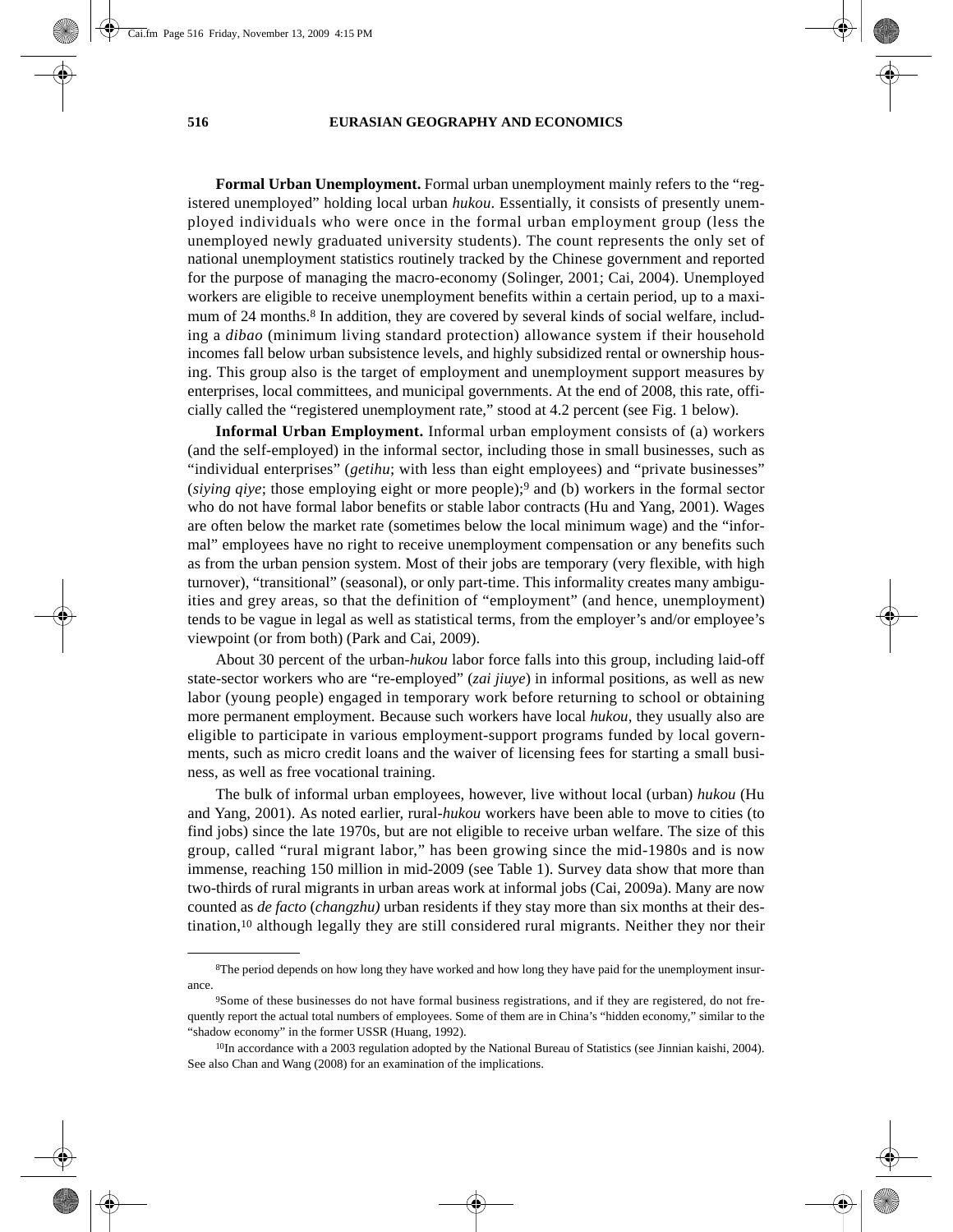**Formal Urban Unemployment.** Formal urban unemployment mainly refers to the "registered unemployed" holding local urban *hukou*. Essentially, it consists of presently unemployed individuals who were once in the formal urban employment group (less the unemployed newly graduated university students). The count represents the only set of national unemployment statistics routinely tracked by the Chinese government and reported for the purpose of managing the macro-economy (Solinger, 2001; Cai, 2004). Unemployed workers are eligible to receive unemployment benefits within a certain period, up to a maximum of 24 months.[8] In addition, they are covered by several kinds of social welfare, including a *dibao* (minimum living standard protection) allowance system if their household incomes fall below urban subsistence levels, and highly subsidized rental or ownership housing. This group also is the target of employment and unemployment support measures by enterprises, local committees, and municipal governments. At the end of 2008, this rate, officially called the "registered unemployment rate," stood at 4.2 percent (see Fig. 1 below).

**Informal Urban Employment.** Informal urban employment consists of (a) workers (and the self-employed) in the informal sector, including those in small businesses, such as "individual enterprises" (*getihu*; with less than eight employees) and "private businesses" (*siying qiye*; those employing eight or more people);[9] and (b) workers in the formal sector who do not have formal labor benefits or stable labor contracts (Hu and Yang, 2001). Wages are often below the market rate (sometimes below the local minimum wage) and the "informal" employees have no right to receive unemployment compensation or any benefits such as from the urban pension system. Most of their jobs are temporary (very flexible, with high turnover), "transitional" (seasonal), or only part-time. This informality creates many ambiguities and grey areas, so that the definition of "employment" (and hence, unemployment) tends to be vague in legal as well as statistical terms, from the employer's and/or employee's viewpoint (or from both) (Park and Cai, 2009).

About 30 percent of the urban-*hukou* labor force falls into this group, including laid-off state-sector workers who are "re-employed" (*zai jiuye*) in informal positions, as well as new labor (young people) engaged in temporary work before returning to school or obtaining more permanent employment. Because such workers have local *hukou*, they usually also are eligible to participate in various employment-support programs funded by local governments, such as micro credit loans and the waiver of licensing fees for starting a small business, as well as free vocational training.

The bulk of informal urban employees, however, live without local (urban) *hukou* (Hu and Yang, 2001). As noted earlier, rural-*hukou* workers have been able to move to cities (to find jobs) since the late 1970s, but are not eligible to receive urban welfare. The size of this group, called "rural migrant labor," has been growing since the mid-1980s and is now immense, reaching 150 million in mid-2009 (see Table 1). Survey data show that more than two-thirds of rural migrants in urban areas work at informal jobs (Cai, 2009a). Many are now counted as *de facto* (*changzhu)* urban residents if they stay more than six months at their destination,[10] although legally they are still considered rural migrants. Neither they nor their

[8]The period depends on how long they have worked and how long they have paid for the unemployment insurance.

[9]Some of these businesses do not have formal business registrations, and if they are registered, do not frequently report the actual total numbers of employees. Some of them are in China's "hidden economy," similar to the "shadow economy" in the former USSR (Huang, 1992).

[10]In accordance with a 2003 regulation adopted by the National Bureau of Statistics (see Jinnian kaishi, 2004). See also Chan and Wang (2008) for an examination of the implications.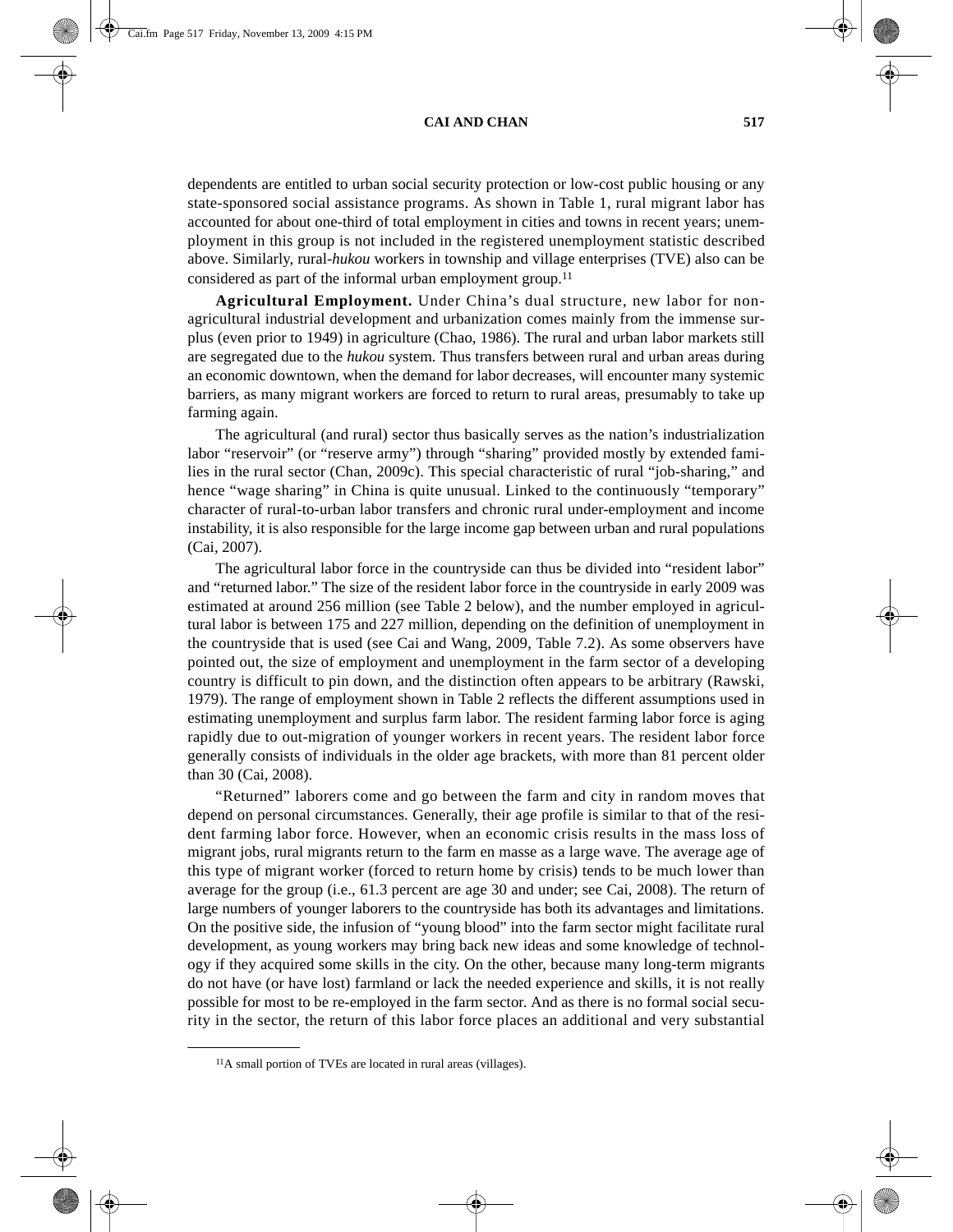dependents are entitled to urban social security protection or low-cost public housing or any state-sponsored social assistance programs. As shown in Table 1, rural migrant labor has accounted for about one-third of total employment in cities and towns in recent years; unemployment in this group is not included in the registered unemployment statistic described above. Similarly, rural-*hukou* workers in township and village enterprises (TVE) also can be considered as part of the informal urban employment group.[11]

**Agricultural Employment.** Under China's dual structure, new labor for non-agricultural industrial development and urbanization comes mainly from the immense surplus (even prior to 1949) in agriculture (Chao, 1986). The rural and urban labor markets still are segregated due to the *hukou* system. Thus transfers between rural and urban areas during an economic downtown, when the demand for labor decreases, will encounter many systemic barriers, as many migrant workers are forced to return to rural areas, presumably to take up farming again.

The agricultural (and rural) sector thus basically serves as the nation's industrialization labor "reservoir" (or "reserve army") through "sharing" provided mostly by extended families in the rural sector (Chan, 2009c). This special characteristic of rural "job-sharing," and hence "wage sharing" in China is quite unusual. Linked to the continuously "temporary" character of rural-to-urban labor transfers and chronic rural under-employment and income instability, it is also responsible for the large income gap between urban and rural populations (Cai, 2007).

The agricultural labor force in the countryside can thus be divided into "resident labor" and "returned labor." The size of the resident labor force in the countryside in early 2009 was estimated at around 256 million (see Table 2 below), and the number employed in agricultural labor is between 175 and 227 million, depending on the definition of unemployment in the countryside that is used (see Cai and Wang, 2009, Table 7.2). As some observers have pointed out, the size of employment and unemployment in the farm sector of a developing country is difficult to pin down, and the distinction often appears to be arbitrary (Rawski, 1979). The range of employment shown in Table 2 reflects the different assumptions used in estimating unemployment and surplus farm labor. The resident farming labor force is aging rapidly due to out-migration of younger workers in recent years. The resident labor force generally consists of individuals in the older age brackets, with more than 81 percent older than 30 (Cai, 2008).

"Returned" laborers come and go between the farm and city in random moves that depend on personal circumstances. Generally, their age profile is similar to that of the resident farming labor force. However, when an economic crisis results in the mass loss of migrant jobs, rural migrants return to the farm en masse as a large wave. The average age of this type of migrant worker (forced to return home by crisis) tends to be much lower than average for the group (i.e., 61.3 percent are age 30 and under; see Cai, 2008). The return of large numbers of younger laborers to the countryside has both its advantages and limitations. On the positive side, the infusion of "young blood" into the farm sector might facilitate rural development, as young workers may bring back new ideas and some knowledge of technology if they acquired some skills in the city. On the other, because many long-term migrants do not have (or have lost) farmland or lack the needed experience and skills, it is not really possible for most to be re-employed in the farm sector. And as there is no formal social security in the sector, the return of this labor force places an additional and very substantial

[11]A small portion of TVEs are located in rural areas (villages).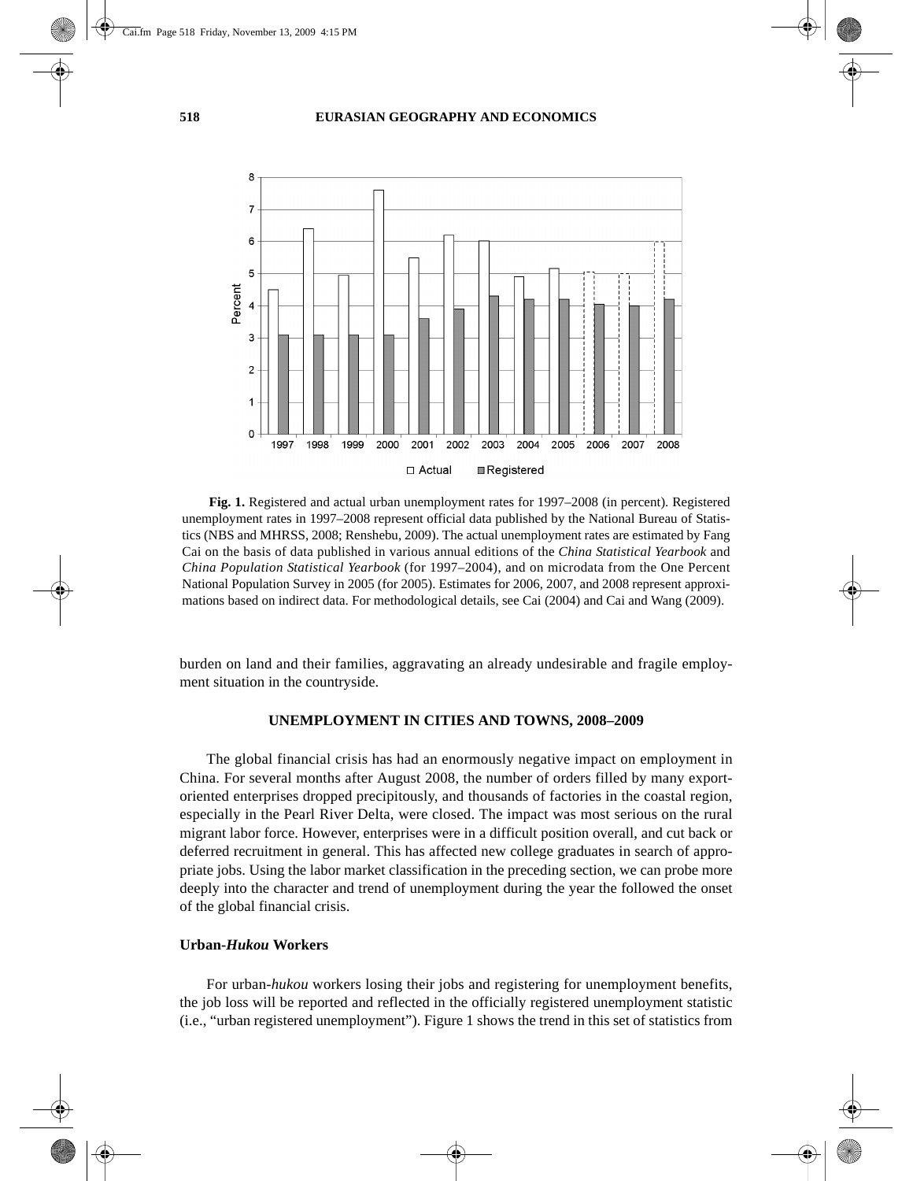8
7
6
5
4
3
2
1
0

Percent

1997 1998 1999 2000 2001 2002 2003 2004 2005 2006 2007 2008

□ Actual ■ Registered

**Fig. 1.** Registered and actual urban unemployment rates for 1997–2008 (in percent). Registered unemployment rates in 1997–2008 represent official data published by the National Bureau of Statistics (NBS and MHRSS, 2008; Renshebu, 2009). The actual unemployment rates are estimated by Fang Cai on the basis of data published in various annual editions of the *China Statistical Yearbook* and *China Population Statistical Yearbook* (for 1997–2004), and on microdata from the One Percent National Population Survey in 2005 (for 2005). Estimates for 2006, 2007, and 2008 represent approximations based on indirect data. For methodological details, see Cai (2004) and Cai and Wang (2009).

burden on land and their families, aggravating an already undesirable and fragile employment situation in the countryside.

## UNEMPLOYMENT IN CITIES AND TOWNS, 2008–2009

The global financial crisis has had an enormously negative impact on employment in China. For several months after August 2008, the number of orders filled by many export-oriented enterprises dropped precipitously, and thousands of factories in the coastal region, especially in the Pearl River Delta, were closed. The impact was most serious on the rural migrant labor force. However, enterprises were in a difficult position overall, and cut back or deferred recruitment in general. This has affected new college graduates in search of appropriate jobs. Using the labor market classification in the preceding section, we can probe more deeply into the character and trend of unemployment during the year the followed the onset of the global financial crisis.

### Urban-*Hukou* Workers

For urban-*hukou* workers losing their jobs and registering for unemployment benefits, the job loss will be reported and reflected in the officially registered unemployment statistic (i.e., "urban registered unemployment"). Figure 1 shows the trend in this set of statistics from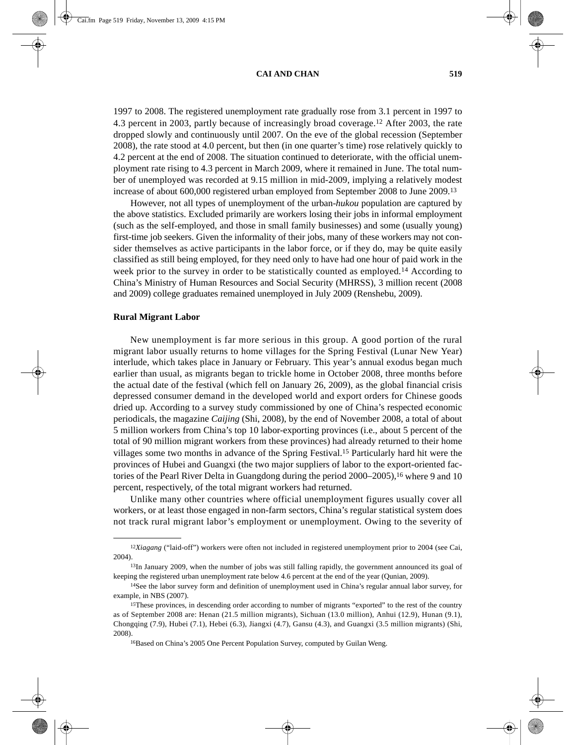1997 to 2008. The registered unemployment rate gradually rose from 3.1 percent in 1997 to 4.3 percent in 2003, partly because of increasingly broad coverage.[12] After 2003, the rate dropped slowly and continuously until 2007. On the eve of the global recession (September 2008), the rate stood at 4.0 percent, but then (in one quarter's time) rose relatively quickly to 4.2 percent at the end of 2008. The situation continued to deteriorate, with the official unemployment rate rising to 4.3 percent in March 2009, where it remained in June. The total number of unemployed was recorded at 9.15 million in mid-2009, implying a relatively modest increase of about 600,000 registered urban employed from September 2008 to June 2009.[13]

However, not all types of unemployment of the urban-*hukou* population are captured by the above statistics. Excluded primarily are workers losing their jobs in informal employment (such as the self-employed, and those in small family businesses) and some (usually young) first-time job seekers. Given the informality of their jobs, many of these workers may not consider themselves as active participants in the labor force, or if they do, may be quite easily classified as still being employed, for they need only to have had one hour of paid work in the week prior to the survey in order to be statistically counted as employed.[14] According to China's Ministry of Human Resources and Social Security (MHRSS), 3 million recent (2008 and 2009) college graduates remained unemployed in July 2009 (Renshebu, 2009).

**Rural Migrant Labor**

New unemployment is far more serious in this group. A good portion of the rural migrant labor usually returns to home villages for the Spring Festival (Lunar New Year) interlude, which takes place in January or February. This year's annual exodus began much earlier than usual, as migrants began to trickle home in October 2008, three months before the actual date of the festival (which fell on January 26, 2009), as the global financial crisis depressed consumer demand in the developed world and export orders for Chinese goods dried up. According to a survey study commissioned by one of China's respected economic periodicals, the magazine *Caijing* (Shi, 2008), by the end of November 2008, a total of about 5 million workers from China's top 10 labor-exporting provinces (i.e., about 5 percent of the total of 90 million migrant workers from these provinces) had already returned to their home villages some two months in advance of the Spring Festival.[15] Particularly hard hit were the provinces of Hubei and Guangxi (the two major suppliers of labor to the export-oriented factories of the Pearl River Delta in Guangdong during the period 2000–2005),[16] where 9 and 10 percent, respectively, of the total migrant workers had returned.

Unlike many other countries where official unemployment figures usually cover all workers, or at least those engaged in non-farm sectors, China's regular statistical system does not track rural migrant labor's employment or unemployment. Owing to the severity of

---

[12]*Xiagang* ("laid-off") workers were often not included in registered unemployment prior to 2004 (see Cai, 2004).

[13]In January 2009, when the number of jobs was still falling rapidly, the government announced its goal of keeping the registered urban unemployment rate below 4.6 percent at the end of the year (Qunian, 2009).

[14]See the labor survey form and definition of unemployment used in China's regular annual labor survey, for example, in NBS (2007).

[15]These provinces, in descending order according to number of migrants "exported" to the rest of the country as of September 2008 are: Henan (21.5 million migrants), Sichuan (13.0 million), Anhui (12.9), Hunan (9.1), Chongqing (7.9), Hubei (7.1), Hebei (6.3), Jiangxi (4.7), Gansu (4.3), and Guangxi (3.5 million migrants) (Shi, 2008).

[16]Based on China's 2005 One Percent Population Survey, computed by Guilan Weng.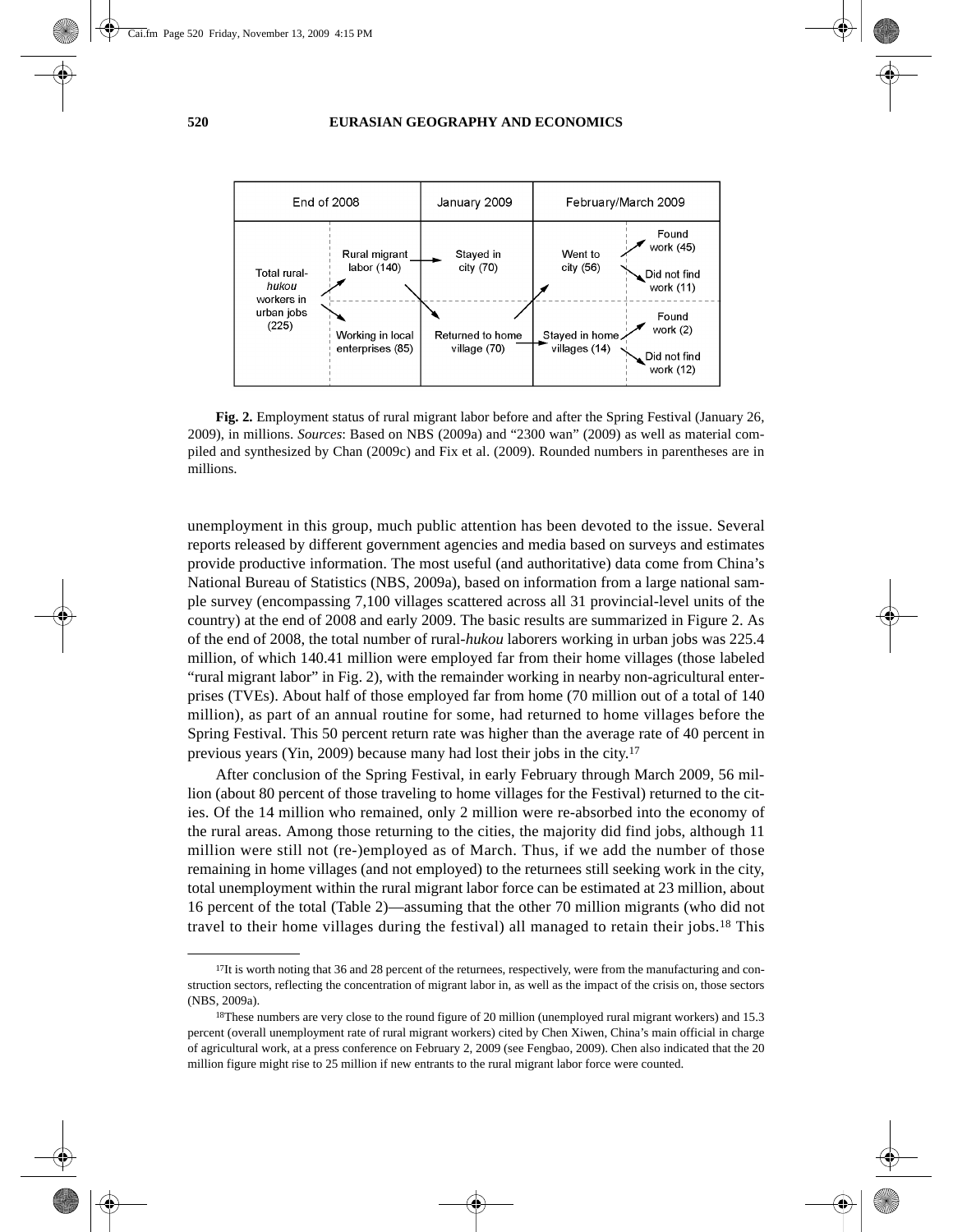End of 2008

January 2009

February/March 2009

Total rural-*hukou* workers in urban jobs (225)

Rural migrant labor (140)

Working in local enterprises (85)

Stayed in city (70)

Returned to home village (70)

Went to city (56)

Stayed in home villages (14)

Found work (45)

Did not find work (11)

Found work (2)

Did not find work (12)

**Fig. 2.** Employment status of rural migrant labor before and after the Spring Festival (January 26, 2009), in millions. *Sources*: Based on NBS (2009a) and "2300 wan" (2009) as well as material compiled and synthesized by Chan (2009c) and Fix et al. (2009). Rounded numbers in parentheses are in millions.

unemployment in this group, much public attention has been devoted to the issue. Several reports released by different government agencies and media based on surveys and estimates provide productive information. The most useful (and authoritative) data come from China's National Bureau of Statistics (NBS, 2009a), based on information from a large national sample survey (encompassing 7,100 villages scattered across all 31 provincial-level units of the country) at the end of 2008 and early 2009. The basic results are summarized in Figure 2. As of the end of 2008, the total number of rural-*hukou* laborers working in urban jobs was 225.4 million, of which 140.41 million were employed far from their home villages (those labeled "rural migrant labor" in Fig. 2), with the remainder working in nearby non-agricultural enterprises (TVEs). About half of those employed far from home (70 million out of a total of 140 million), as part of an annual routine for some, had returned to home villages before the Spring Festival. This 50 percent return rate was higher than the average rate of 40 percent in previous years (Yin, 2009) because many had lost their jobs in the city.[17]

After conclusion of the Spring Festival, in early February through March 2009, 56 million (about 80 percent of those traveling to home villages for the Festival) returned to the cities. Of the 14 million who remained, only 2 million were re-absorbed into the economy of the rural areas. Among those returning to the cities, the majority did find jobs, although 11 million were still not (re-)employed as of March. Thus, if we add the number of those remaining in home villages (and not employed) to the returnees still seeking work in the city, total unemployment within the rural migrant labor force can be estimated at 23 million, about 16 percent of the total (Table 2)—assuming that the other 70 million migrants (who did not travel to their home villages during the festival) all managed to retain their jobs.[18] This

[17]It is worth noting that 36 and 28 percent of the returnees, respectively, were from the manufacturing and construction sectors, reflecting the concentration of migrant labor in, as well as the impact of the crisis on, those sectors (NBS, 2009a).

[18]These numbers are very close to the round figure of 20 million (unemployed rural migrant workers) and 15.3 percent (overall unemployment rate of rural migrant workers) cited by Chen Xiwen, China's main official in charge of agricultural work, at a press conference on February 2, 2009 (see Fengbao, 2009). Chen also indicated that the 20 million figure might rise to 25 million if new entrants to the rural migrant labor force were counted.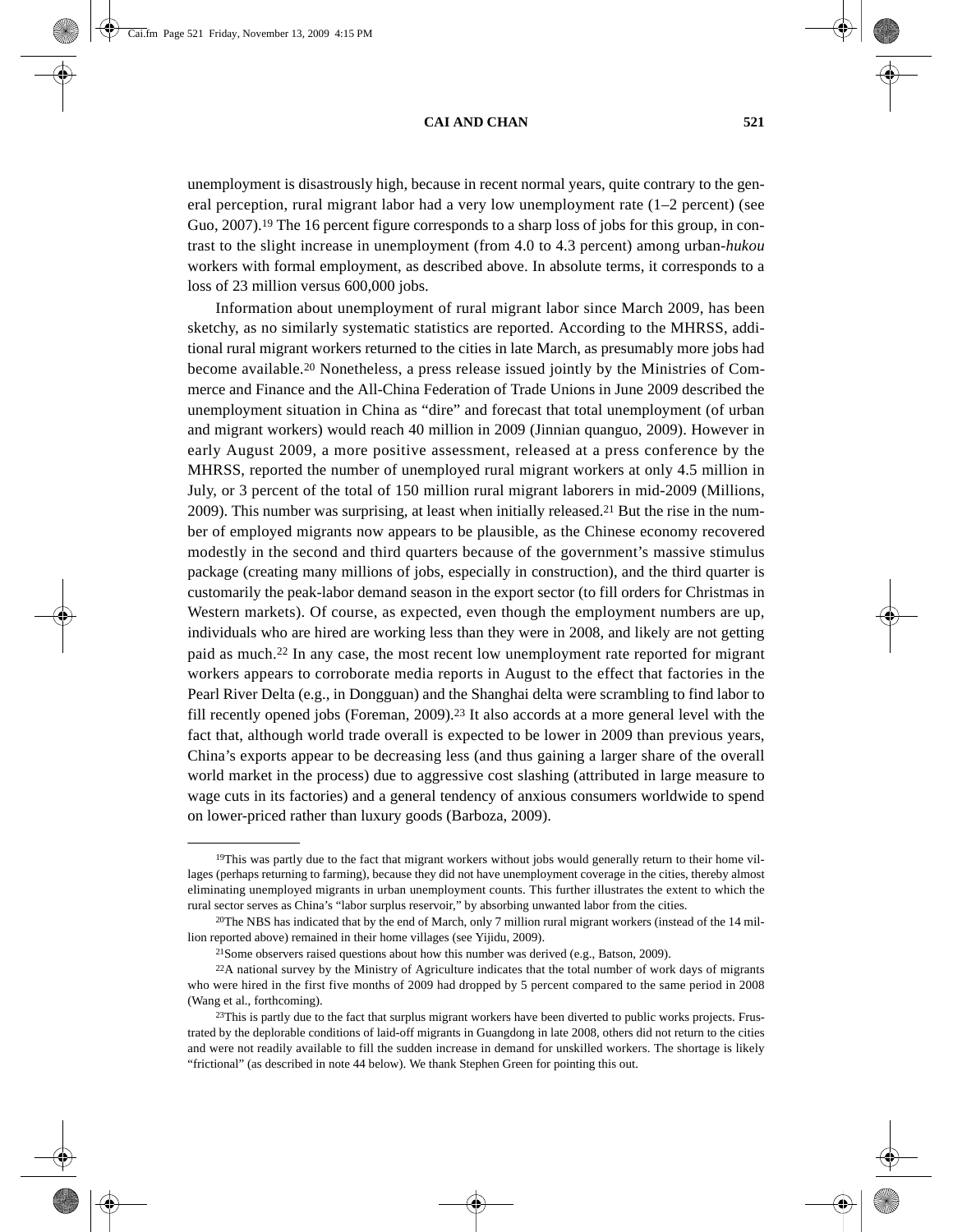unemployment is disastrously high, because in recent normal years, quite contrary to the general perception, rural migrant labor had a very low unemployment rate (1–2 percent) (see Guo, 2007).[19] The 16 percent figure corresponds to a sharp loss of jobs for this group, in contrast to the slight increase in unemployment (from 4.0 to 4.3 percent) among urban-*hukou* workers with formal employment, as described above. In absolute terms, it corresponds to a loss of 23 million versus 600,000 jobs.

Information about unemployment of rural migrant labor since March 2009, has been sketchy, as no similarly systematic statistics are reported. According to the MHRSS, additional rural migrant workers returned to the cities in late March, as presumably more jobs had become available.[20] Nonetheless, a press release issued jointly by the Ministries of Commerce and Finance and the All-China Federation of Trade Unions in June 2009 described the unemployment situation in China as "dire" and forecast that total unemployment (of urban and migrant workers) would reach 40 million in 2009 (Jinnian quanguo, 2009). However in early August 2009, a more positive assessment, released at a press conference by the MHRSS, reported the number of unemployed rural migrant workers at only 4.5 million in July, or 3 percent of the total of 150 million rural migrant laborers in mid-2009 (Millions, 2009). This number was surprising, at least when initially released.[21] But the rise in the number of employed migrants now appears to be plausible, as the Chinese economy recovered modestly in the second and third quarters because of the government's massive stimulus package (creating many millions of jobs, especially in construction), and the third quarter is customarily the peak-labor demand season in the export sector (to fill orders for Christmas in Western markets). Of course, as expected, even though the employment numbers are up, individuals who are hired are working less than they were in 2008, and likely are not getting paid as much.[22] In any case, the most recent low unemployment rate reported for migrant workers appears to corroborate media reports in August to the effect that factories in the Pearl River Delta (e.g., in Dongguan) and the Shanghai delta were scrambling to find labor to fill recently opened jobs (Foreman, 2009).[23] It also accords at a more general level with the fact that, although world trade overall is expected to be lower in 2009 than previous years, China's exports appear to be decreasing less (and thus gaining a larger share of the overall world market in the process) due to aggressive cost slashing (attributed in large measure to wage cuts in its factories) and a general tendency of anxious consumers worldwide to spend on lower-priced rather than luxury goods (Barboza, 2009).

---

[19]This was partly due to the fact that migrant workers without jobs would generally return to their home villages (perhaps returning to farming), because they did not have unemployment coverage in the cities, thereby almost eliminating unemployed migrants in urban unemployment counts. This further illustrates the extent to which the rural sector serves as China's "labor surplus reservoir," by absorbing unwanted labor from the cities.

[20]The NBS has indicated that by the end of March, only 7 million rural migrant workers (instead of the 14 million reported above) remained in their home villages (see Yijidu, 2009).

[21]Some observers raised questions about how this number was derived (e.g., Batson, 2009).

[22]A national survey by the Ministry of Agriculture indicates that the total number of work days of migrants who were hired in the first five months of 2009 had dropped by 5 percent compared to the same period in 2008 (Wang et al., forthcoming).

[23]This is partly due to the fact that surplus migrant workers have been diverted to public works projects. Frustrated by the deplorable conditions of laid-off migrants in Guangdong in late 2008, others did not return to the cities and were not readily available to fill the sudden increase in demand for unskilled workers. The shortage is likely "frictional" (as described in note 44 below). We thank Stephen Green for pointing this out.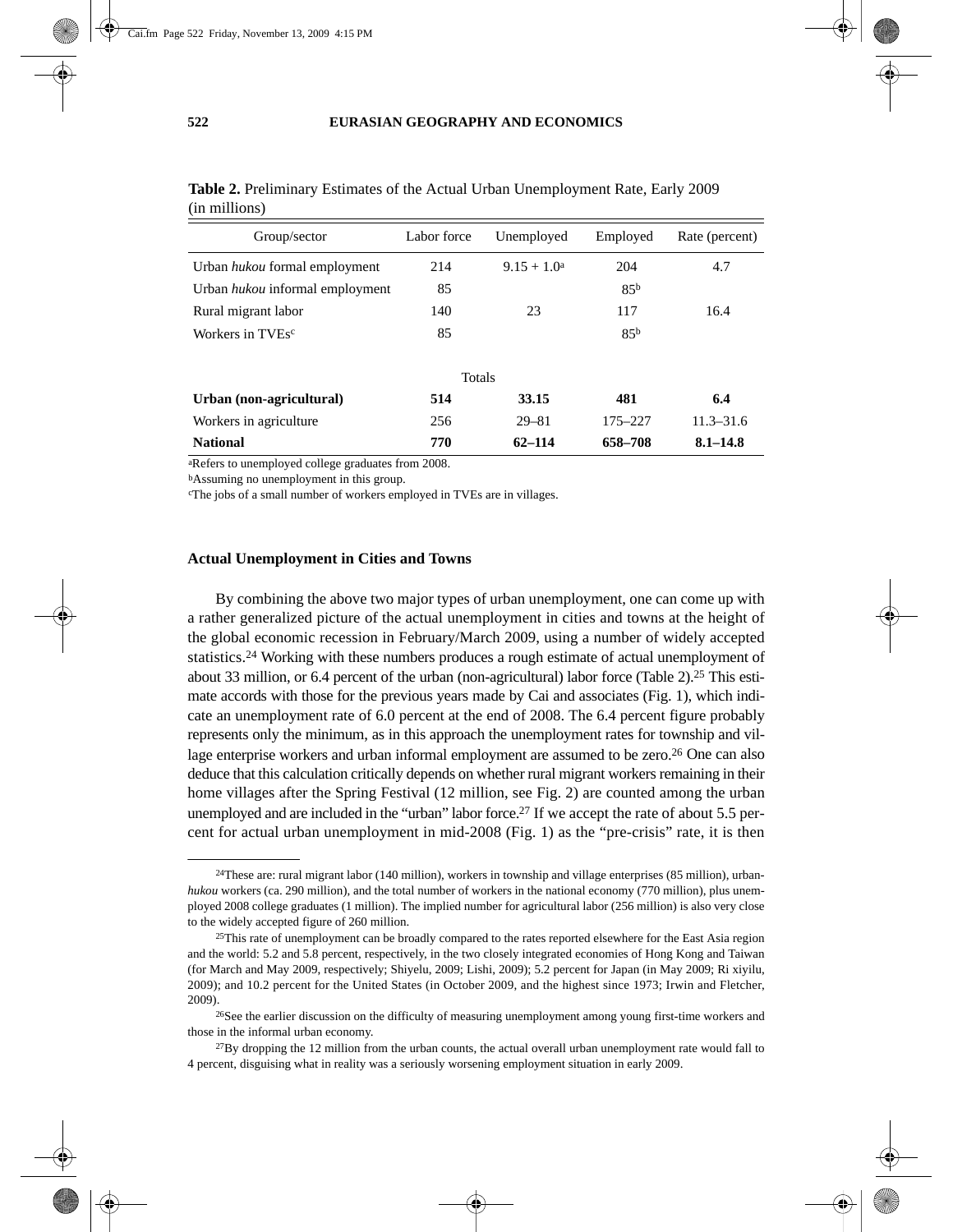**Table 2.** Preliminary Estimates of the Actual Urban Unemployment Rate, Early 2009 (in millions)

| Group/sector | Labor force | Unemployed | Employed | Rate (percent) |
|---|---|---|---|---|
| Urban *hukou* formal employment | 214 | 9.15 + 1.0[a] | 204 | 4.7 |
| Urban *hukou* informal employment | 85 | | 85[b] | |
| Rural migrant labor | 140 | 23 | 117 | 16.4 |
| Workers in TVEs[c] | 85 | | 85[b] | |
| | | Totals | | |
| **Urban (non-agricultural)** | **514** | **33.15** | **481** | **6.4** |
| Workers in agriculture | 256 | 29–81 | 175–227 | 11.3–31.6 |
| **National** | **770** | **62–114** | **658–708** | **8.1–14.8** |

[a]Refers to unemployed college graduates from 2008.
[b]Assuming no unemployment in this group.
[c]The jobs of a small number of workers employed in TVEs are in villages.

### Actual Unemployment in Cities and Towns

By combining the above two major types of urban unemployment, one can come up with a rather generalized picture of the actual unemployment in cities and towns at the height of the global economic recession in February/March 2009, using a number of widely accepted statistics.[24] Working with these numbers produces a rough estimate of actual unemployment of about 33 million, or 6.4 percent of the urban (non-agricultural) labor force (Table 2).[25] This estimate accords with those for the previous years made by Cai and associates (Fig. 1), which indicate an unemployment rate of 6.0 percent at the end of 2008. The 6.4 percent figure probably represents only the minimum, as in this approach the unemployment rates for township and village enterprise workers and urban informal employment are assumed to be zero.[26] One can also deduce that this calculation critically depends on whether rural migrant workers remaining in their home villages after the Spring Festival (12 million, see Fig. 2) are counted among the urban unemployed and are included in the "urban" labor force.[27] If we accept the rate of about 5.5 percent for actual urban unemployment in mid-2008 (Fig. 1) as the "pre-crisis" rate, it is then

---

[24]These are: rural migrant labor (140 million), workers in township and village enterprises (85 million), urban-*hukou* workers (ca. 290 million), and the total number of workers in the national economy (770 million), plus unemployed 2008 college graduates (1 million). The implied number for agricultural labor (256 million) is also very close to the widely accepted figure of 260 million.

[25]This rate of unemployment can be broadly compared to the rates reported elsewhere for the East Asia region and the world: 5.2 and 5.8 percent, respectively, in the two closely integrated economies of Hong Kong and Taiwan (for March and May 2009, respectively; Shiyelu, 2009; Lishi, 2009); 5.2 percent for Japan (in May 2009; Ri xiyilu, 2009); and 10.2 percent for the United States (in October 2009, and the highest since 1973; Irwin and Fletcher, 2009).

[26]See the earlier discussion on the difficulty of measuring unemployment among young first-time workers and those in the informal urban economy.

[27]By dropping the 12 million from the urban counts, the actual overall urban unemployment rate would fall to 4 percent, disguising what in reality was a seriously worsening employment situation in early 2009.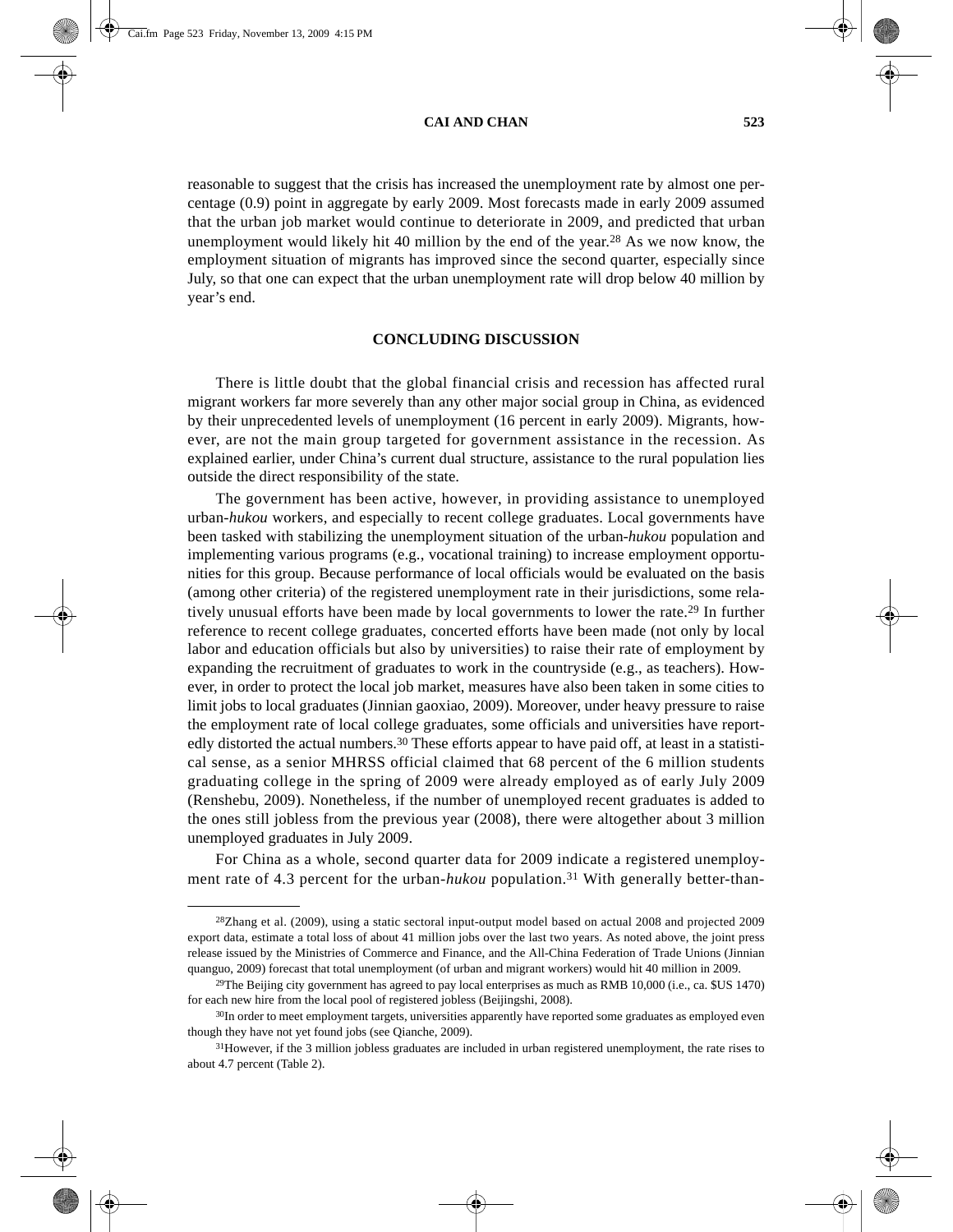reasonable to suggest that the crisis has increased the unemployment rate by almost one percentage (0.9) point in aggregate by early 2009. Most forecasts made in early 2009 assumed that the urban job market would continue to deteriorate in 2009, and predicted that urban unemployment would likely hit 40 million by the end of the year.[28] As we now know, the employment situation of migrants has improved since the second quarter, especially since July, so that one can expect that the urban unemployment rate will drop below 40 million by year's end.

## CONCLUDING DISCUSSION

There is little doubt that the global financial crisis and recession has affected rural migrant workers far more severely than any other major social group in China, as evidenced by their unprecedented levels of unemployment (16 percent in early 2009). Migrants, however, are not the main group targeted for government assistance in the recession. As explained earlier, under China's current dual structure, assistance to the rural population lies outside the direct responsibility of the state.

The government has been active, however, in providing assistance to unemployed urban-*hukou* workers, and especially to recent college graduates. Local governments have been tasked with stabilizing the unemployment situation of the urban-*hukou* population and implementing various programs (e.g., vocational training) to increase employment opportunities for this group. Because performance of local officials would be evaluated on the basis (among other criteria) of the registered unemployment rate in their jurisdictions, some relatively unusual efforts have been made by local governments to lower the rate.[29] In further reference to recent college graduates, concerted efforts have been made (not only by local labor and education officials but also by universities) to raise their rate of employment by expanding the recruitment of graduates to work in the countryside (e.g., as teachers). However, in order to protect the local job market, measures have also been taken in some cities to limit jobs to local graduates (Jinnian gaoxiao, 2009). Moreover, under heavy pressure to raise the employment rate of local college graduates, some officials and universities have reportedly distorted the actual numbers.[30] These efforts appear to have paid off, at least in a statistical sense, as a senior MHRSS official claimed that 68 percent of the 6 million students graduating college in the spring of 2009 were already employed as of early July 2009 (Renshebu, 2009). Nonetheless, if the number of unemployed recent graduates is added to the ones still jobless from the previous year (2008), there were altogether about 3 million unemployed graduates in July 2009.

For China as a whole, second quarter data for 2009 indicate a registered unemployment rate of 4.3 percent for the urban-*hukou* population.[31] With generally better-than-

---

[28]Zhang et al. (2009), using a static sectoral input-output model based on actual 2008 and projected 2009 export data, estimate a total loss of about 41 million jobs over the last two years. As noted above, the joint press release issued by the Ministries of Commerce and Finance, and the All-China Federation of Trade Unions (Jinnian quanguo, 2009) forecast that total unemployment (of urban and migrant workers) would hit 40 million in 2009.

[29]The Beijing city government has agreed to pay local enterprises as much as RMB 10,000 (i.e., ca. $US 1470) for each new hire from the local pool of registered jobless (Beijingshi, 2008).

[30]In order to meet employment targets, universities apparently have reported some graduates as employed even though they have not yet found jobs (see Qianche, 2009).

[31]However, if the 3 million jobless graduates are included in urban registered unemployment, the rate rises to about 4.7 percent (Table 2).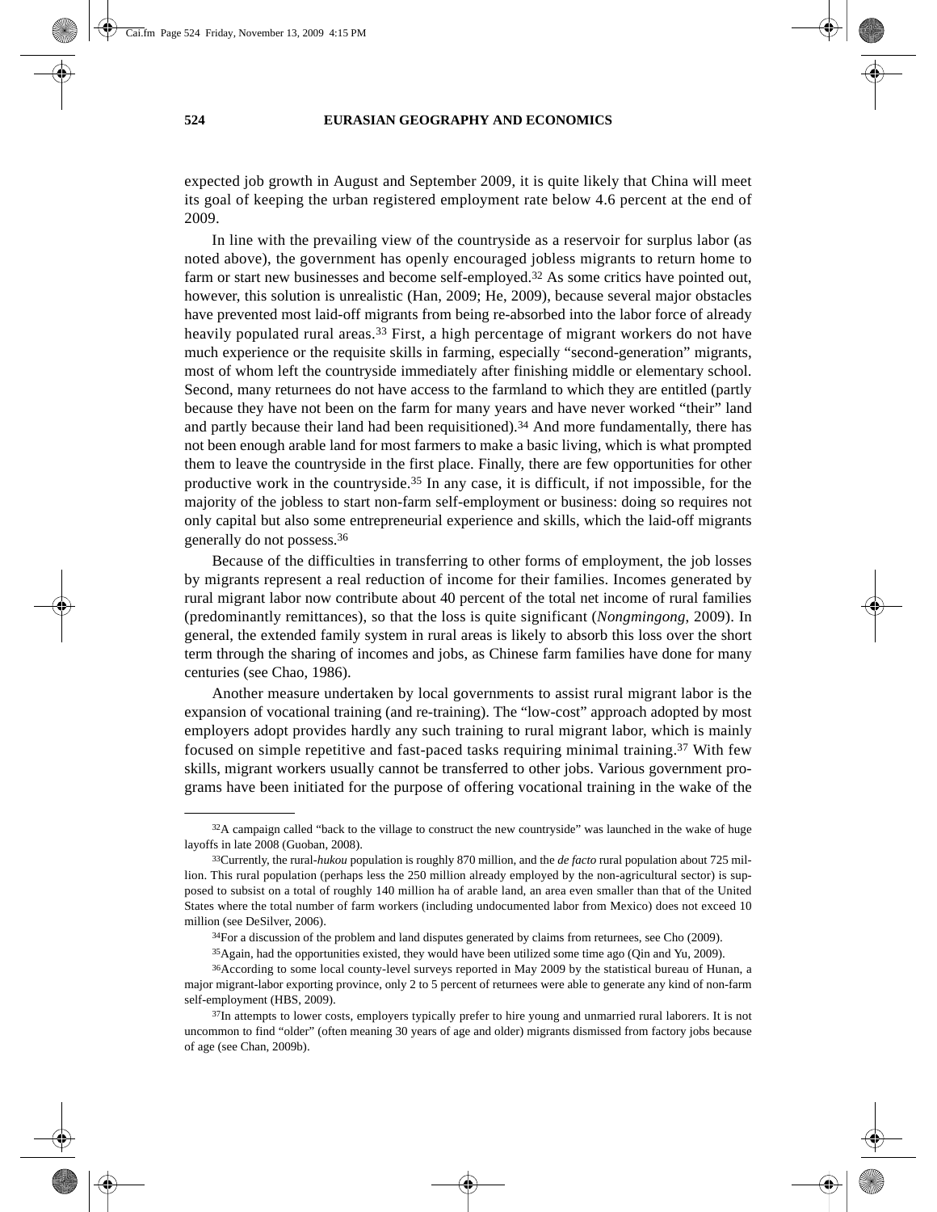expected job growth in August and September 2009, it is quite likely that China will meet its goal of keeping the urban registered employment rate below 4.6 percent at the end of 2009.

In line with the prevailing view of the countryside as a reservoir for surplus labor (as noted above), the government has openly encouraged jobless migrants to return home to farm or start new businesses and become self-employed.[32] As some critics have pointed out, however, this solution is unrealistic (Han, 2009; He, 2009), because several major obstacles have prevented most laid-off migrants from being re-absorbed into the labor force of already heavily populated rural areas.[33] First, a high percentage of migrant workers do not have much experience or the requisite skills in farming, especially "second-generation" migrants, most of whom left the countryside immediately after finishing middle or elementary school. Second, many returnees do not have access to the farmland to which they are entitled (partly because they have not been on the farm for many years and have never worked "their" land and partly because their land had been requisitioned).[34] And more fundamentally, there has not been enough arable land for most farmers to make a basic living, which is what prompted them to leave the countryside in the first place. Finally, there are few opportunities for other productive work in the countryside.[35] In any case, it is difficult, if not impossible, for the majority of the jobless to start non-farm self-employment or business: doing so requires not only capital but also some entrepreneurial experience and skills, which the laid-off migrants generally do not possess.[36]

Because of the difficulties in transferring to other forms of employment, the job losses by migrants represent a real reduction of income for their families. Incomes generated by rural migrant labor now contribute about 40 percent of the total net income of rural families (predominantly remittances), so that the loss is quite significant (*Nongmingong*, 2009). In general, the extended family system in rural areas is likely to absorb this loss over the short term through the sharing of incomes and jobs, as Chinese farm families have done for many centuries (see Chao, 1986).

Another measure undertaken by local governments to assist rural migrant labor is the expansion of vocational training (and re-training). The "low-cost" approach adopted by most employers adopt provides hardly any such training to rural migrant labor, which is mainly focused on simple repetitive and fast-paced tasks requiring minimal training.[37] With few skills, migrant workers usually cannot be transferred to other jobs. Various government programs have been initiated for the purpose of offering vocational training in the wake of the

---

[32]A campaign called "back to the village to construct the new countryside" was launched in the wake of huge layoffs in late 2008 (Guoban, 2008).

[33]Currently, the rural-*hukou* population is roughly 870 million, and the *de facto* rural population about 725 million. This rural population (perhaps less the 250 million already employed by the non-agricultural sector) is supposed to subsist on a total of roughly 140 million ha of arable land, an area even smaller than that of the United States where the total number of farm workers (including undocumented labor from Mexico) does not exceed 10 million (see DeSilver, 2006).

[34]For a discussion of the problem and land disputes generated by claims from returnees, see Cho (2009).

[35]Again, had the opportunities existed, they would have been utilized some time ago (Qin and Yu, 2009).

[36]According to some local county-level surveys reported in May 2009 by the statistical bureau of Hunan, a major migrant-labor exporting province, only 2 to 5 percent of returnees were able to generate any kind of non-farm self-employment (HBS, 2009).

[37]In attempts to lower costs, employers typically prefer to hire young and unmarried rural laborers. It is not uncommon to find "older" (often meaning 30 years of age and older) migrants dismissed from factory jobs because of age (see Chan, 2009b).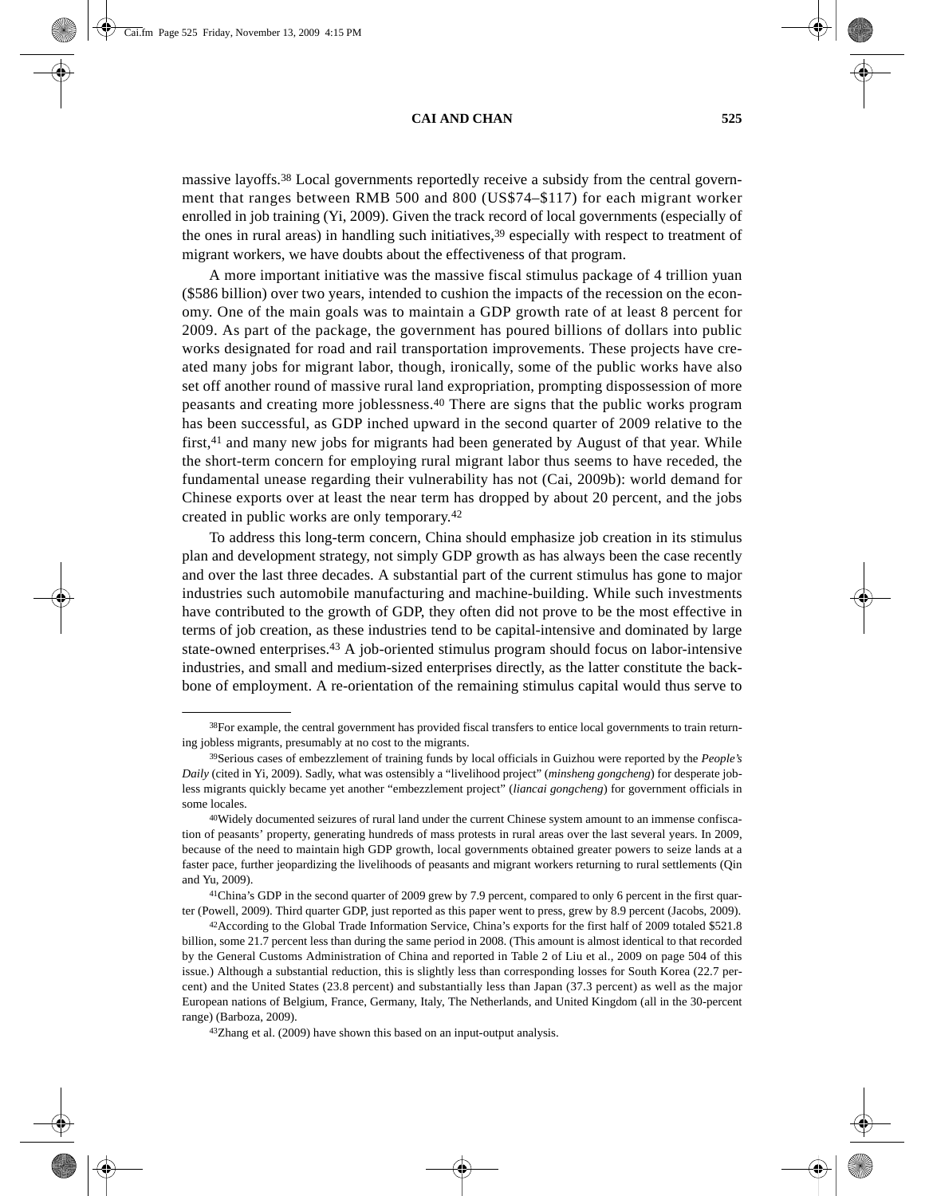massive layoffs.[38] Local governments reportedly receive a subsidy from the central government that ranges between RMB 500 and 800 (US$74–$117) for each migrant worker enrolled in job training (Yi, 2009). Given the track record of local governments (especially of the ones in rural areas) in handling such initiatives,[39] especially with respect to treatment of migrant workers, we have doubts about the effectiveness of that program.

A more important initiative was the massive fiscal stimulus package of 4 trillion yuan ($586 billion) over two years, intended to cushion the impacts of the recession on the economy. One of the main goals was to maintain a GDP growth rate of at least 8 percent for 2009. As part of the package, the government has poured billions of dollars into public works designated for road and rail transportation improvements. These projects have created many jobs for migrant labor, though, ironically, some of the public works have also set off another round of massive rural land expropriation, prompting dispossession of more peasants and creating more joblessness.[40] There are signs that the public works program has been successful, as GDP inched upward in the second quarter of 2009 relative to the first,[41] and many new jobs for migrants had been generated by August of that year. While the short-term concern for employing rural migrant labor thus seems to have receded, the fundamental unease regarding their vulnerability has not (Cai, 2009b): world demand for Chinese exports over at least the near term has dropped by about 20 percent, and the jobs created in public works are only temporary.[42]

To address this long-term concern, China should emphasize job creation in its stimulus plan and development strategy, not simply GDP growth as has always been the case recently and over the last three decades. A substantial part of the current stimulus has gone to major industries such automobile manufacturing and machine-building. While such investments have contributed to the growth of GDP, they often did not prove to be the most effective in terms of job creation, as these industries tend to be capital-intensive and dominated by large state-owned enterprises.[43] A job-oriented stimulus program should focus on labor-intensive industries, and small and medium-sized enterprises directly, as the latter constitute the backbone of employment. A re-orientation of the remaining stimulus capital would thus serve to

---

[38]For example, the central government has provided fiscal transfers to entice local governments to train returning jobless migrants, presumably at no cost to the migrants.

[39]Serious cases of embezzlement of training funds by local officials in Guizhou were reported by the *People's Daily* (cited in Yi, 2009). Sadly, what was ostensibly a "livelihood project" (*minsheng gongcheng*) for desperate jobless migrants quickly became yet another "embezzlement project" (*liancai gongcheng*) for government officials in some locales.

[40]Widely documented seizures of rural land under the current Chinese system amount to an immense confiscation of peasants' property, generating hundreds of mass protests in rural areas over the last several years. In 2009, because of the need to maintain high GDP growth, local governments obtained greater powers to seize lands at a faster pace, further jeopardizing the livelihoods of peasants and migrant workers returning to rural settlements (Qin and Yu, 2009).

[41]China's GDP in the second quarter of 2009 grew by 7.9 percent, compared to only 6 percent in the first quarter (Powell, 2009). Third quarter GDP, just reported as this paper went to press, grew by 8.9 percent (Jacobs, 2009).

[42]According to the Global Trade Information Service, China's exports for the first half of 2009 totaled $521.8 billion, some 21.7 percent less than during the same period in 2008. (This amount is almost identical to that recorded by the General Customs Administration of China and reported in Table 2 of Liu et al., 2009 on page 504 of this issue.) Although a substantial reduction, this is slightly less than corresponding losses for South Korea (22.7 percent) and the United States (23.8 percent) and substantially less than Japan (37.3 percent) as well as the major European nations of Belgium, France, Germany, Italy, The Netherlands, and United Kingdom (all in the 30-percent range) (Barboza, 2009).

[43]Zhang et al. (2009) have shown this based on an input-output analysis.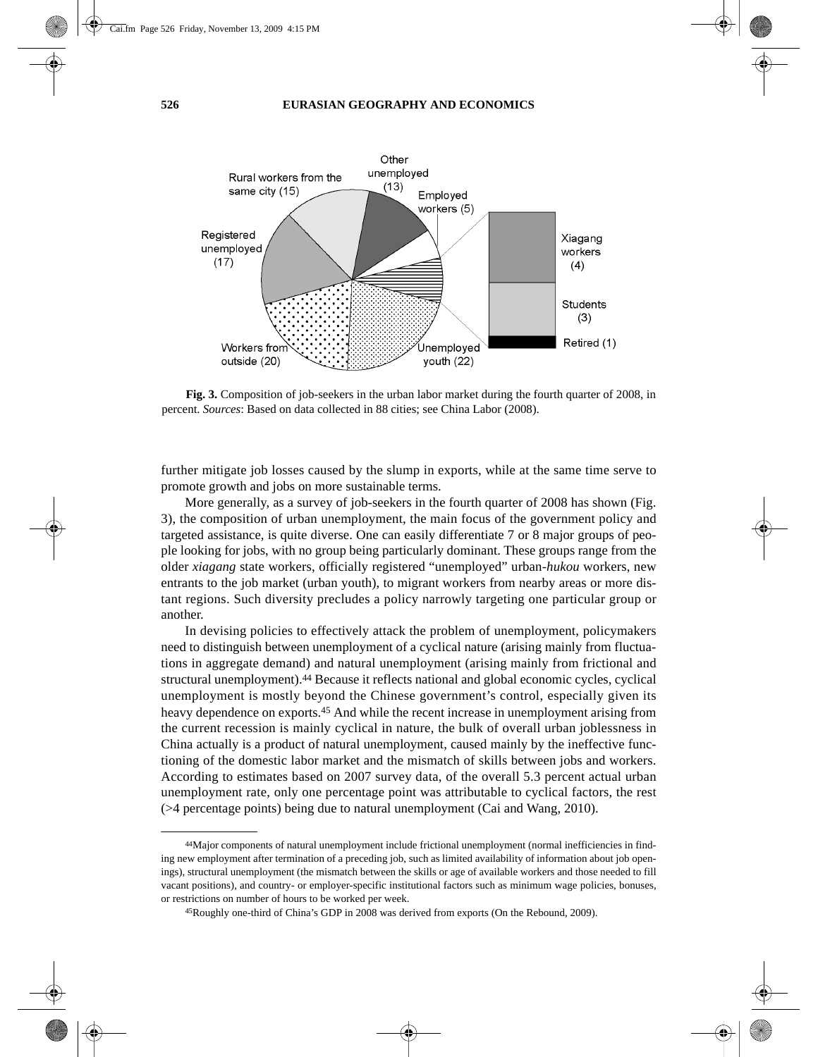Rural workers from the same city (15)

Other unemployed (13)

Employed workers (5)

Registered unemployed (17)

Workers from outside (20)

Unemployed youth (22)

Xiagang workers (4)

Students (3)

Retired (1)

**Fig. 3.** Composition of job-seekers in the urban labor market during the fourth quarter of 2008, in percent. *Sources*: Based on data collected in 88 cities; see China Labor (2008).

further mitigate job losses caused by the slump in exports, while at the same time serve to promote growth and jobs on more sustainable terms.

More generally, as a survey of job-seekers in the fourth quarter of 2008 has shown (Fig. 3), the composition of urban unemployment, the main focus of the government policy and targeted assistance, is quite diverse. One can easily differentiate 7 or 8 major groups of people looking for jobs, with no group being particularly dominant. These groups range from the older *xiagang* state workers, officially registered "unemployed" urban-*hukou* workers, new entrants to the job market (urban youth), to migrant workers from nearby areas or more distant regions. Such diversity precludes a policy narrowly targeting one particular group or another.

In devising policies to effectively attack the problem of unemployment, policymakers need to distinguish between unemployment of a cyclical nature (arising mainly from fluctuations in aggregate demand) and natural unemployment (arising mainly from frictional and structural unemployment).[44] Because it reflects national and global economic cycles, cyclical unemployment is mostly beyond the Chinese government's control, especially given its heavy dependence on exports.[45] And while the recent increase in unemployment arising from the current recession is mainly cyclical in nature, the bulk of overall urban joblessness in China actually is a product of natural unemployment, caused mainly by the ineffective functioning of the domestic labor market and the mismatch of skills between jobs and workers. According to estimates based on 2007 survey data, of the overall 5.3 percent actual urban unemployment rate, only one percentage point was attributable to cyclical factors, the rest (>4 percentage points) being due to natural unemployment (Cai and Wang, 2010).

[44]Major components of natural unemployment include frictional unemployment (normal inefficiencies in finding new employment after termination of a preceding job, such as limited availability of information about job openings), structural unemployment (the mismatch between the skills or age of available workers and those needed to fill vacant positions), and country- or employer-specific institutional factors such as minimum wage policies, bonuses, or restrictions on number of hours to be worked per week.

[45]Roughly one-third of China's GDP in 2008 was derived from exports (On the Rebound, 2009).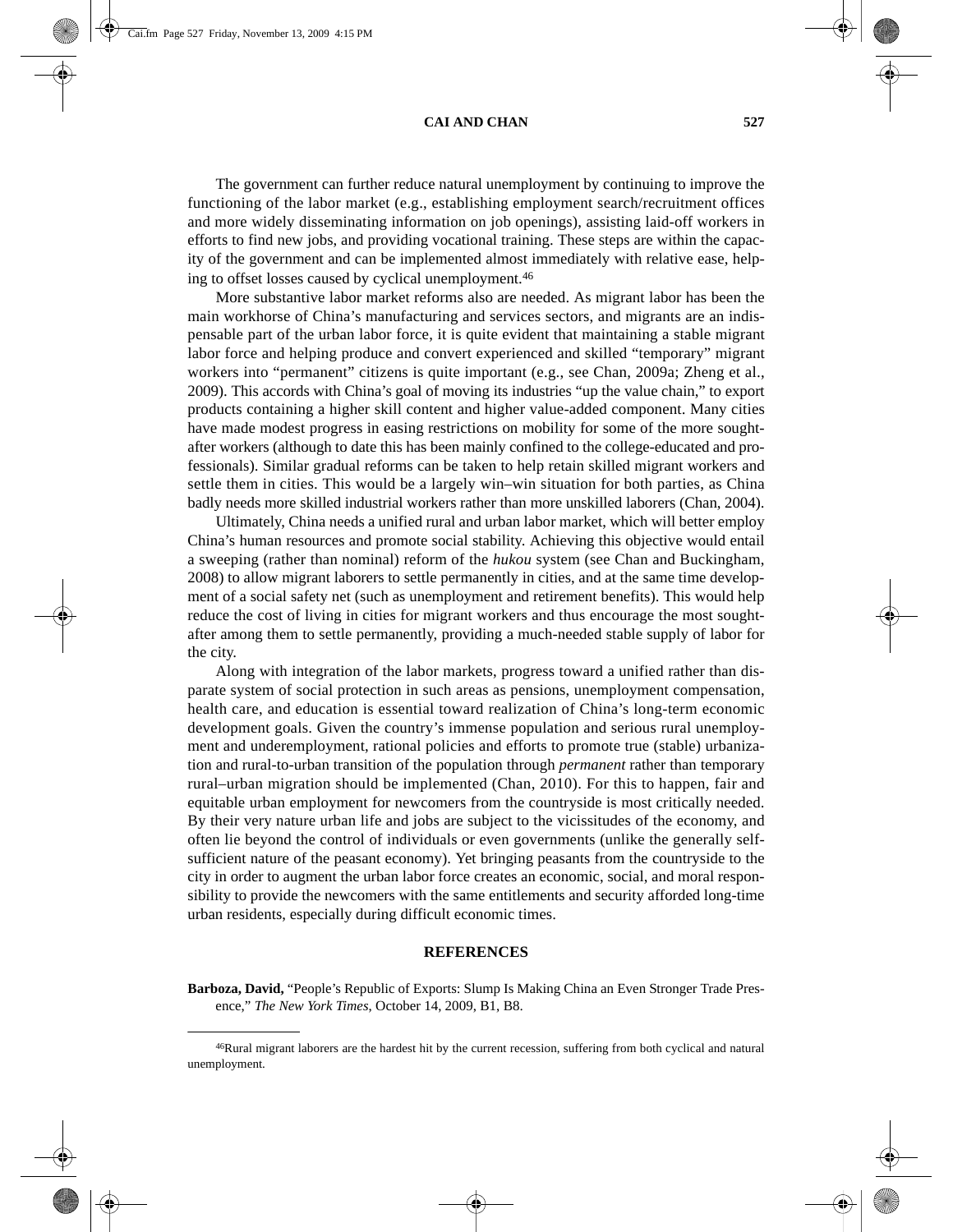The government can further reduce natural unemployment by continuing to improve the functioning of the labor market (e.g., establishing employment search/recruitment offices and more widely disseminating information on job openings), assisting laid-off workers in efforts to find new jobs, and providing vocational training. These steps are within the capacity of the government and can be implemented almost immediately with relative ease, helping to offset losses caused by cyclical unemployment.[46]

More substantive labor market reforms also are needed. As migrant labor has been the main workhorse of China's manufacturing and services sectors, and migrants are an indispensable part of the urban labor force, it is quite evident that maintaining a stable migrant labor force and helping produce and convert experienced and skilled "temporary" migrant workers into "permanent" citizens is quite important (e.g., see Chan, 2009a; Zheng et al., 2009). This accords with China's goal of moving its industries "up the value chain," to export products containing a higher skill content and higher value-added component. Many cities have made modest progress in easing restrictions on mobility for some of the more sought-after workers (although to date this has been mainly confined to the college-educated and professionals). Similar gradual reforms can be taken to help retain skilled migrant workers and settle them in cities. This would be a largely win–win situation for both parties, as China badly needs more skilled industrial workers rather than more unskilled laborers (Chan, 2004).

Ultimately, China needs a unified rural and urban labor market, which will better employ China's human resources and promote social stability. Achieving this objective would entail a sweeping (rather than nominal) reform of the *hukou* system (see Chan and Buckingham, 2008) to allow migrant laborers to settle permanently in cities, and at the same time development of a social safety net (such as unemployment and retirement benefits). This would help reduce the cost of living in cities for migrant workers and thus encourage the most sought-after among them to settle permanently, providing a much-needed stable supply of labor for the city.

Along with integration of the labor markets, progress toward a unified rather than disparate system of social protection in such areas as pensions, unemployment compensation, health care, and education is essential toward realization of China's long-term economic development goals. Given the country's immense population and serious rural unemployment and underemployment, rational policies and efforts to promote true (stable) urbanization and rural-to-urban transition of the population through *permanent* rather than temporary rural–urban migration should be implemented (Chan, 2010). For this to happen, fair and equitable urban employment for newcomers from the countryside is most critically needed. By their very nature urban life and jobs are subject to the vicissitudes of the economy, and often lie beyond the control of individuals or even governments (unlike the generally self-sufficient nature of the peasant economy). Yet bringing peasants from the countryside to the city in order to augment the urban labor force creates an economic, social, and moral responsibility to provide the newcomers with the same entitlements and security afforded long-time urban residents, especially during difficult economic times.

## REFERENCES

**Barboza, David,** "People's Republic of Exports: Slump Is Making China an Even Stronger Trade Presence," *The New York Times*, October 14, 2009, B1, B8.

---

[46]Rural migrant laborers are the hardest hit by the current recession, suffering from both cyclical and natural unemployment.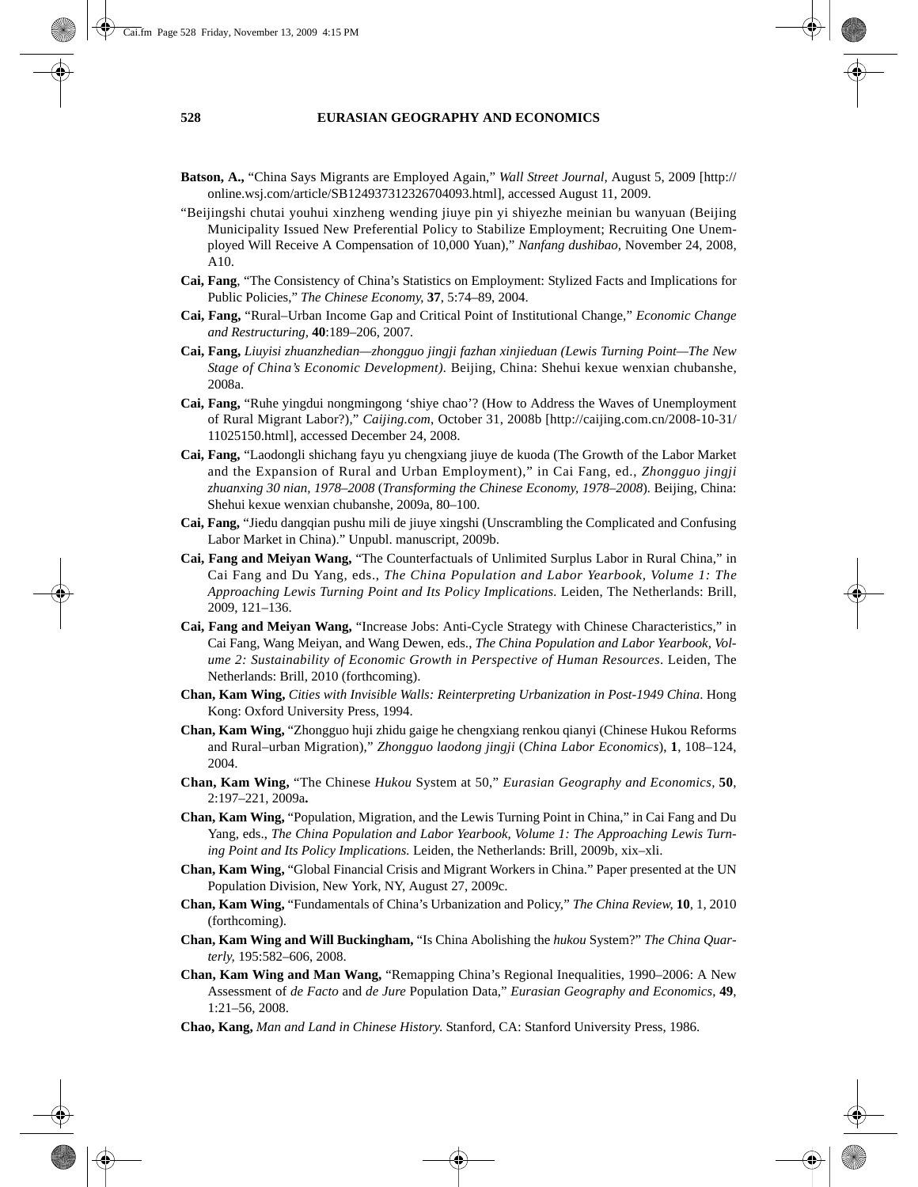**Batson, A.,** "China Says Migrants are Employed Again," *Wall Street Journal,* August 5, 2009 [http://online.wsj.com/article/SB124937312326704093.html], accessed August 11, 2009.

"Beijingshi chutai youhui xinzheng wending jiuye pin yi shiyezhe meinian bu wanyuan (Beijing Municipality Issued New Preferential Policy to Stabilize Employment; Recruiting One Unemployed Will Receive A Compensation of 10,000 Yuan)," *Nanfang dushibao,* November 24, 2008, A10.

**Cai, Fang**, "The Consistency of China's Statistics on Employment: Stylized Facts and Implications for Public Policies," *The Chinese Economy,* **37**, 5:74–89, 2004.

**Cai, Fang,** "Rural–Urban Income Gap and Critical Point of Institutional Change," *Economic Change and Restructuring,* **40**:189–206, 2007.

**Cai, Fang,** *Liuyisi zhuanzhedian—zhongguo jingji fazhan xinjieduan (Lewis Turning Point—The New Stage of China's Economic Development).* Beijing, China: Shehui kexue wenxian chubanshe, 2008a.

**Cai, Fang,** "Ruhe yingdui nongmingong 'shiye chao'? (How to Address the Waves of Unemployment of Rural Migrant Labor?)," *Caijing.com*, October 31, 2008b [http://caijing.com.cn/2008-10-31/11025150.html], accessed December 24, 2008.

**Cai, Fang,** "Laodongli shichang fayu yu chengxiang jiuye de kuoda (The Growth of the Labor Market and the Expansion of Rural and Urban Employment)," in Cai Fang, ed., *Zhongguo jingji zhuanxing 30 nian, 1978–2008* (*Transforming the Chinese Economy, 1978–2008*). Beijing, China: Shehui kexue wenxian chubanshe, 2009a, 80–100.

**Cai, Fang,** "Jiedu dangqian pushu mili de jiuye xingshi (Unscrambling the Complicated and Confusing Labor Market in China)." Unpubl. manuscript, 2009b.

**Cai, Fang and Meiyan Wang,** "The Counterfactuals of Unlimited Surplus Labor in Rural China," in Cai Fang and Du Yang, eds., *The China Population and Labor Yearbook, Volume 1: The Approaching Lewis Turning Point and Its Policy Implications.* Leiden, The Netherlands: Brill, 2009, 121–136.

**Cai, Fang and Meiyan Wang,** "Increase Jobs: Anti-Cycle Strategy with Chinese Characteristics," in Cai Fang, Wang Meiyan, and Wang Dewen, eds., *The China Population and Labor Yearbook, Volume 2: Sustainability of Economic Growth in Perspective of Human Resources*. Leiden, The Netherlands: Brill, 2010 (forthcoming).

**Chan, Kam Wing,** *Cities with Invisible Walls: Reinterpreting Urbanization in Post-1949 China*. Hong Kong: Oxford University Press, 1994.

**Chan, Kam Wing,** "Zhongguo huji zhidu gaige he chengxiang renkou qianyi (Chinese Hukou Reforms and Rural–urban Migration)," *Zhongguo laodong jingji* (*China Labor Economics*), **1**, 108–124, 2004.

**Chan, Kam Wing,** "The Chinese *Hukou* System at 50," *Eurasian Geography and Economics,* **50**, 2:197–221, 2009a**.**

**Chan, Kam Wing,** "Population, Migration, and the Lewis Turning Point in China," in Cai Fang and Du Yang, eds., *The China Population and Labor Yearbook, Volume 1: The Approaching Lewis Turning Point and Its Policy Implications.* Leiden, the Netherlands: Brill, 2009b, xix–xli.

**Chan, Kam Wing,** "Global Financial Crisis and Migrant Workers in China." Paper presented at the UN Population Division, New York, NY, August 27, 2009c.

**Chan, Kam Wing,** "Fundamentals of China's Urbanization and Policy," *The China Review*, **10**, 1, 2010 (forthcoming).

**Chan, Kam Wing and Will Buckingham,** "Is China Abolishing the *hukou* System?" *The China Quarterly,* 195:582–606, 2008.

**Chan, Kam Wing and Man Wang,** "Remapping China's Regional Inequalities, 1990–2006: A New Assessment of *de Facto* and *de Jure* Population Data," *Eurasian Geography and Economics*, **49**, 1:21–56, 2008.

**Chao, Kang,** *Man and Land in Chinese History.* Stanford, CA: Stanford University Press, 1986.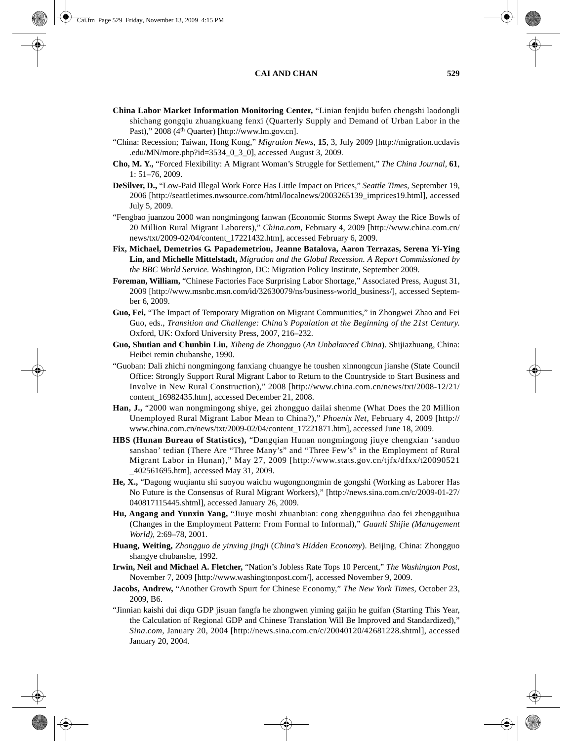**China Labor Market Information Monitoring Center,** "Linian fenjidu bufen chengshi laodongli shichang gongqiu zhuangkuang fenxi (Quarterly Supply and Demand of Urban Labor in the Past)," 2008 (4th Quarter) [http://www.lm.gov.cn].

"China: Recession; Taiwan, Hong Kong," *Migration News*, **15**, 3, July 2009 [http://migration.ucdavis.edu/MN/more.php?id=3534_0_3_0], accessed August 3, 2009.

**Cho, M. Y.,** "Forced Flexibility: A Migrant Woman's Struggle for Settlement," *The China Journal*, **61**, 1: 51–76, 2009.

**DeSilver, D.,** "Low-Paid Illegal Work Force Has Little Impact on Prices," *Seattle Times*, September 19, 2006 [http://seattletimes.nwsource.com/html/localnews/2003265139_imprices19.html], accessed July 5, 2009.

"Fengbao juanzou 2000 wan nongmingong fanwan (Economic Storms Swept Away the Rice Bowls of 20 Million Rural Migrant Laborers)," *China.com*, February 4, 2009 [http://www.china.com.cn/news/txt/2009-02/04/content_17221432.htm], accessed February 6, 2009.

**Fix, Michael, Demetrios G. Papademetriou, Jeanne Batalova, Aaron Terrazas, Serena Yi-Ying Lin, and Michelle Mittelstadt,** *Migration and the Global Recession. A Report Commissioned by the BBC World Service.* Washington, DC: Migration Policy Institute, September 2009.

**Foreman, William,** "Chinese Factories Face Surprising Labor Shortage," Associated Press, August 31, 2009 [http://www.msnbc.msn.com/id/32630079/ns/business-world_business/], accessed September 6, 2009.

**Guo, Fei,** "The Impact of Temporary Migration on Migrant Communities," in Zhongwei Zhao and Fei Guo, eds., *Transition and Challenge: China's Population at the Beginning of the 21st Century.* Oxford, UK: Oxford University Press, 2007, 216–232.

**Guo, Shutian and Chunbin Liu,** *Xiheng de Zhongguo* (*An Unbalanced China*). Shijiazhuang, China: Heibei remin chubanshe, 1990.

"Guoban: Dali zhichi nongmingong fanxiang chuangye he toushen xinnongcun jianshe (State Council Office: Strongly Support Rural Migrant Labor to Return to the Countryside to Start Business and Involve in New Rural Construction)," 2008 [http://www.china.com.cn/news/txt/2008-12/21/content_16982435.htm], accessed December 21, 2008.

**Han, J.,** "2000 wan nongmingong shiye, gei zhongguo dailai shenme (What Does the 20 Million Unemployed Rural Migrant Labor Mean to China?)," *Phoenix Net*, February 4, 2009 [http://www.china.com.cn/news/txt/2009-02/04/content_17221871.htm], accessed June 18, 2009.

**HBS (Hunan Bureau of Statistics),** "Dangqian Hunan nongmingong jiuye chengxian 'sanduo sanshao' tedian (There Are "Three Many's" and "Three Few's" in the Employment of Rural Migrant Labor in Hunan)," May 27, 2009 [http://www.stats.gov.cn/tjfx/dfxx/t20090521_402561695.htm], accessed May 31, 2009.

**He, X.,** "Dagong wuqiantu shi suoyou waichu wugongnongmin de gongshi (Working as Laborer Has No Future is the Consensus of Rural Migrant Workers)," [http://news.sina.com.cn/c/2009-01-27/040817115445.shtml], accessed January 26, 2009.

**Hu, Angang and Yunxin Yang,** "Jiuye moshi zhuanbian: cong zhengguihua dao fei zhengguihua (Changes in the Employment Pattern: From Formal to Informal)," *Guanli Shijie (Management World)*, 2:69–78, 2001.

**Huang, Weiting,** *Zhongguo de yinxing jingji* (*China's Hidden Economy*). Beijing, China: Zhongguo shangye chubanshe, 1992.

**Irwin, Neil and Michael A. Fletcher,** "Nation's Jobless Rate Tops 10 Percent," *The Washington Post*, November 7, 2009 [http://www.washingtonpost.com/], accessed November 9, 2009.

**Jacobs, Andrew,** "Another Growth Spurt for Chinese Economy," *The New York Times*, October 23, 2009, B6.

"Jinnian kaishi dui diqu GDP jisuan fangfa he zhongwen yiming gaijin he guifan (Starting This Year, the Calculation of Regional GDP and Chinese Translation Will Be Improved and Standardized)," *Sina.com*, January 20, 2004 [http://news.sina.com.cn/c/20040120/42681228.shtml], accessed January 20, 2004.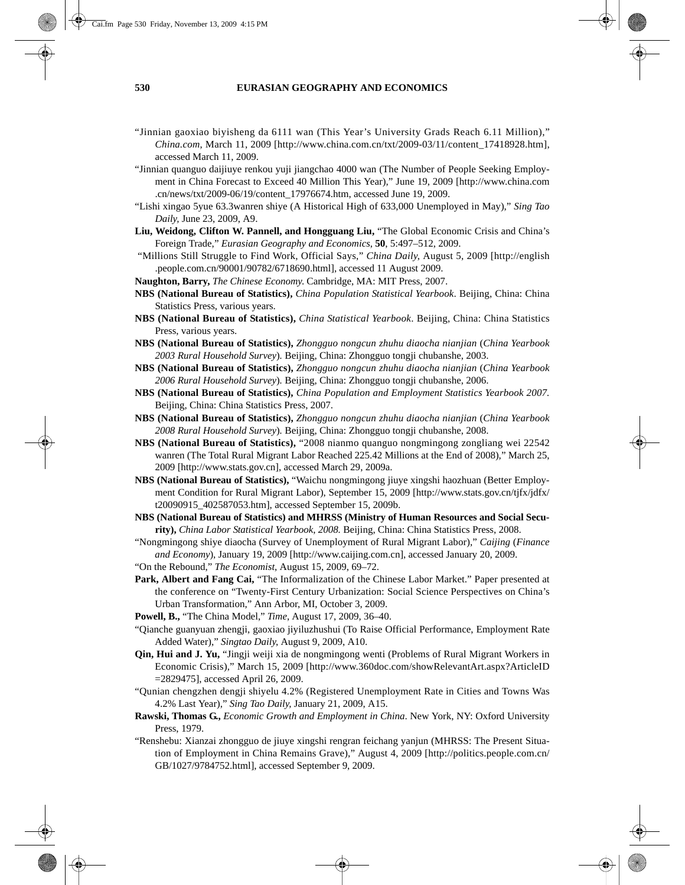"Jinnian gaoxiao biyisheng da 6111 wan (This Year's University Grads Reach 6.11 Million)," *China.com*, March 11, 2009 [http://www.china.com.cn/txt/2009-03/11/content_17418928.htm], accessed March 11, 2009.

"Jinnian quanguo daijiuye renkou yuji jiangchao 4000 wan (The Number of People Seeking Employment in China Forecast to Exceed 40 Million This Year)," June 19, 2009 [http://www.china.com.cn/news/txt/2009-06/19/content_17976674.htm, accessed June 19, 2009.

"Lishi xingao 5yue 63.3wanren shiye (A Historical High of 633,000 Unemployed in May)," *Sing Tao Daily*, June 23, 2009, A9.

**Liu, Weidong, Clifton W. Pannell, and Hongguang Liu,** "The Global Economic Crisis and China's Foreign Trade," *Eurasian Geography and Economics*, **50**, 5:497–512, 2009.

"Millions Still Struggle to Find Work, Official Says," *China Daily*, August 5, 2009 [http://english.people.com.cn/90001/90782/6718690.html], accessed 11 August 2009.

**Naughton, Barry,** *The Chinese Economy*. Cambridge, MA: MIT Press, 2007.

**NBS (National Bureau of Statistics),** *China Population Statistical Yearbook*. Beijing, China: China Statistics Press, various years.

**NBS (National Bureau of Statistics),** *China Statistical Yearbook*. Beijing, China: China Statistics Press, various years.

**NBS (National Bureau of Statistics),** *Zhongguo nongcun zhuhu diaocha nianjian* (*China Yearbook 2003 Rural Household Survey*). Beijing, China: Zhongguo tongji chubanshe, 2003.

**NBS (National Bureau of Statistics),** *Zhongguo nongcun zhuhu diaocha nianjian* (*China Yearbook 2006 Rural Household Survey*). Beijing, China: Zhongguo tongji chubanshe, 2006.

**NBS (National Bureau of Statistics),** *China Population and Employment Statistics Yearbook 2007*. Beijing, China: China Statistics Press, 2007.

**NBS (National Bureau of Statistics),** *Zhongguo nongcun zhuhu diaocha nianjian* (*China Yearbook 2008 Rural Household Survey*). Beijing, China: Zhongguo tongji chubanshe, 2008.

**NBS (National Bureau of Statistics),** "2008 nianmo quanguo nongmingong zongliang wei 22542 wanren (The Total Rural Migrant Labor Reached 225.42 Millions at the End of 2008)," March 25, 2009 [http://www.stats.gov.cn], accessed March 29, 2009a.

**NBS (National Bureau of Statistics),** "Waichu nongmingong jiuye xingshi haozhuan (Better Employment Condition for Rural Migrant Labor), September 15, 2009 [http://www.stats.gov.cn/tjfx/jdfx/t20090915_402587053.htm], accessed September 15, 2009b.

**NBS (National Bureau of Statistics) and MHRSS (Ministry of Human Resources and Social Security),** *China Labor Statistical Yearbook, 2008*. Beijing, China: China Statistics Press, 2008.

"Nongmingong shiye diaocha (Survey of Unemployment of Rural Migrant Labor)," *Caijing* (*Finance and Economy*), January 19, 2009 [http://www.caijing.com.cn], accessed January 20, 2009.

"On the Rebound," *The Economist*, August 15, 2009, 69–72.

**Park, Albert and Fang Cai,** "The Informalization of the Chinese Labor Market." Paper presented at the conference on "Twenty-First Century Urbanization: Social Science Perspectives on China's Urban Transformation," Ann Arbor, MI, October 3, 2009.

**Powell, B.,** "The China Model," *Time*, August 17, 2009, 36–40.

"Qianche guanyuan zhengji, gaoxiao jiyiluzhushui (To Raise Official Performance, Employment Rate Added Water)," *Singtao Daily*, August 9, 2009, A10.

**Qin, Hui and J. Yu,** "Jingji weiji xia de nongmingong wenti (Problems of Rural Migrant Workers in Economic Crisis)," March 15, 2009 [http://www.360doc.com/showRelevantArt.aspx?ArticleID=2829475], accessed April 26, 2009.

"Qunian chengzhen dengji shiyelu 4.2% (Registered Unemployment Rate in Cities and Towns Was 4.2% Last Year)," *Sing Tao Daily*, January 21, 2009, A15.

**Rawski, Thomas G.,** *Economic Growth and Employment in China*. New York, NY: Oxford University Press, 1979.

"Renshebu: Xianzai zhongguo de jiuye xingshi rengran feichang yanjun (MHRSS: The Present Situation of Employment in China Remains Grave)," August 4, 2009 [http://politics.people.com.cn/GB/1027/9784752.html], accessed September 9, 2009.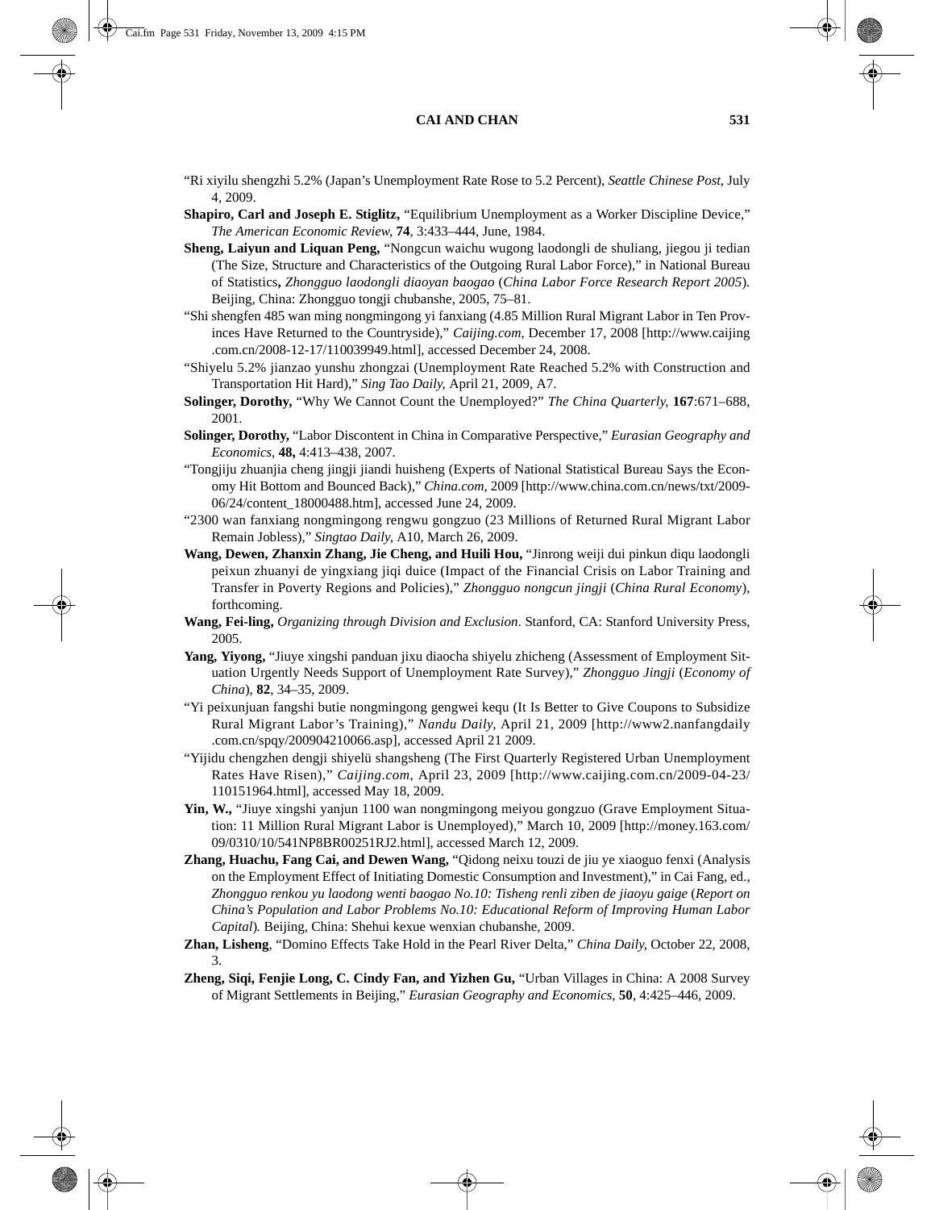"Ri xiyilu shengzhi 5.2% (Japan's Unemployment Rate Rose to 5.2 Percent), *Seattle Chinese Post*, July 4, 2009.

**Shapiro, Carl and Joseph E. Stiglitz,** "Equilibrium Unemployment as a Worker Discipline Device," *The American Economic Review*, **74**, 3:433–444, June, 1984.

**Sheng, Laiyun and Liquan Peng,** "Nongcun waichu wugong laodongli de shuliang, jiegou ji tedian (The Size, Structure and Characteristics of the Outgoing Rural Labor Force)," in National Bureau of Statistics**,** *Zhongguo laodongli diaoyan baogao* (*China Labor Force Research Report 2005*). Beijing, China: Zhongguo tongji chubanshe, 2005, 75–81.

"Shi shengfen 485 wan ming nongmingong yi fanxiang (4.85 Million Rural Migrant Labor in Ten Provinces Have Returned to the Countryside)," *Caijing.com*, December 17, 2008 [http://www.caijing.com.cn/2008-12-17/110039949.html], accessed December 24, 2008.

"Shiyelu 5.2% jianzao yunshu zhongzai (Unemployment Rate Reached 5.2% with Construction and Transportation Hit Hard)," *Sing Tao Daily*, April 21, 2009, A7.

**Solinger, Dorothy,** "Why We Cannot Count the Unemployed?" *The China Quarterly*, **167**:671–688, 2001.

**Solinger, Dorothy,** "Labor Discontent in China in Comparative Perspective," *Eurasian Geography and Economics*, **48,** 4:413–438, 2007.

"Tongjiju zhuanjia cheng jingji jiandi huisheng (Experts of National Statistical Bureau Says the Economy Hit Bottom and Bounced Back)," *China.com*, 2009 [http://www.china.com.cn/news/txt/2009-06/24/content_18000488.htm], accessed June 24, 2009.

"2300 wan fanxiang nongmingong rengwu gongzuo (23 Millions of Returned Rural Migrant Labor Remain Jobless)," *Singtao Daily*, A10, March 26, 2009.

**Wang, Dewen, Zhanxin Zhang, Jie Cheng, and Huili Hou,** "Jinrong weiji dui pinkun diqu laodongli peixun zhuanyi de yingxiang jiqi duice (Impact of the Financial Crisis on Labor Training and Transfer in Poverty Regions and Policies)," *Zhongguo nongcun jingji* (*China Rural Economy*), forthcoming.

**Wang, Fei-ling,** *Organizing through Division and Exclusion*. Stanford, CA: Stanford University Press, 2005.

**Yang, Yiyong,** "Jiuye xingshi panduan jixu diaocha shiyelu zhicheng (Assessment of Employment Situation Urgently Needs Support of Unemployment Rate Survey)," *Zhongguo Jingji* (*Economy of China*), **82**, 34–35, 2009.

"Yi peixunjuan fangshi butie nongmingong gengwei kequ (It Is Better to Give Coupons to Subsidize Rural Migrant Labor's Training)," *Nandu Daily*, April 21, 2009 [http://www2.nanfangdaily.com.cn/spqy/200904210066.asp], accessed April 21 2009.

"Yijidu chengzhen dengji shiyelü shangsheng (The First Quarterly Registered Urban Unemployment Rates Have Risen)," *Caijing.com*, April 23, 2009 [http://www.caijing.com.cn/2009-04-23/110151964.html], accessed May 18, 2009.

**Yin, W.,** "Jiuye xingshi yanjun 1100 wan nongmingong meiyou gongzuo (Grave Employment Situation: 11 Million Rural Migrant Labor is Unemployed)," March 10, 2009 [http://money.163.com/09/0310/10/541NP8BR00251RJ2.html], accessed March 12, 2009.

**Zhang, Huachu, Fang Cai, and Dewen Wang,** "Qidong neixu touzi de jiu ye xiaoguo fenxi (Analysis on the Employment Effect of Initiating Domestic Consumption and Investment)," in Cai Fang, ed., *Zhongguo renkou yu laodong wenti baogao No.10: Tisheng renli ziben de jiaoyu gaige* (*Report on China's Population and Labor Problems No.10: Educational Reform of Improving Human Labor Capital*). Beijing, China: Shehui kexue wenxian chubanshe, 2009.

**Zhan, Lisheng**, "Domino Effects Take Hold in the Pearl River Delta," *China Daily*, October 22, 2008, 3.

**Zheng, Siqi, Fenjie Long, C. Cindy Fan, and Yizhen Gu,** "Urban Villages in China: A 2008 Survey of Migrant Settlements in Beijing," *Eurasian Geography and Economics*, **50**, 4:425–446, 2009.